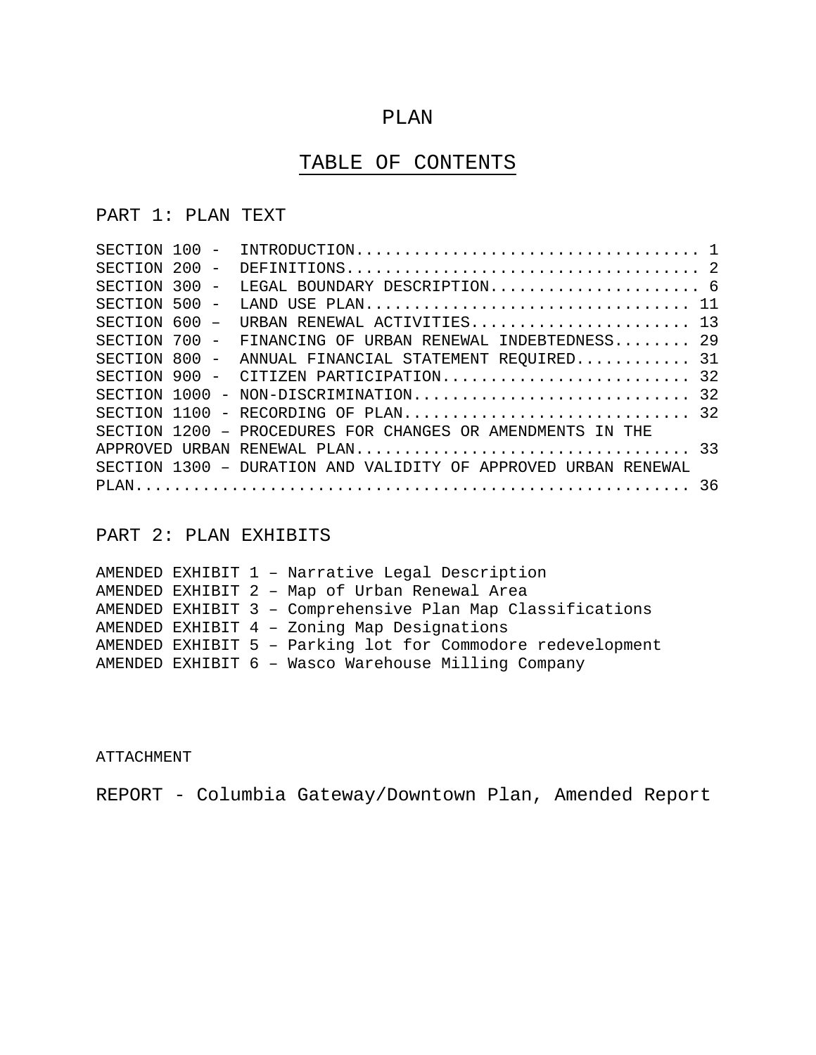# PLAN

## TABLE OF CONTENTS

PART 1: PLAN TEXT

SECTION 100 - INTRODUCTION.................................... 1
SECTION 200 - DEFINITIONS..................................... 2
SECTION 300 - LEGAL BOUNDARY DESCRIPTION...................... 6
SECTION 500 - LAND USE PLAN.................................. 11
SECTION 600 – URBAN RENEWAL ACTIVITIES....................... 13
SECTION 700 - FINANCING OF URBAN RENEWAL INDEBTEDNESS........ 29
SECTION 800 - ANNUAL FINANCIAL STATEMENT REQUIRED............ 31
SECTION 900 - CITIZEN PARTICIPATION.......................... 32
SECTION 1000 - NON-DISCRIMINATION............................ 32
SECTION 1100 - RECORDING OF PLAN............................. 32
SECTION 1200 – PROCEDURES FOR CHANGES OR AMENDMENTS IN THE APPROVED URBAN RENEWAL PLAN................................... 33
SECTION 1300 – DURATION AND VALIDITY OF APPROVED URBAN RENEWAL PLAN......................................................... 36

PART 2: PLAN EXHIBITS

AMENDED EXHIBIT 1 – Narrative Legal Description
AMENDED EXHIBIT 2 – Map of Urban Renewal Area
AMENDED EXHIBIT 3 – Comprehensive Plan Map Classifications
AMENDED EXHIBIT 4 – Zoning Map Designations
AMENDED EXHIBIT 5 – Parking lot for Commodore redevelopment
AMENDED EXHIBIT 6 – Wasco Warehouse Milling Company

ATTACHMENT

REPORT - Columbia Gateway/Downtown Plan, Amended Report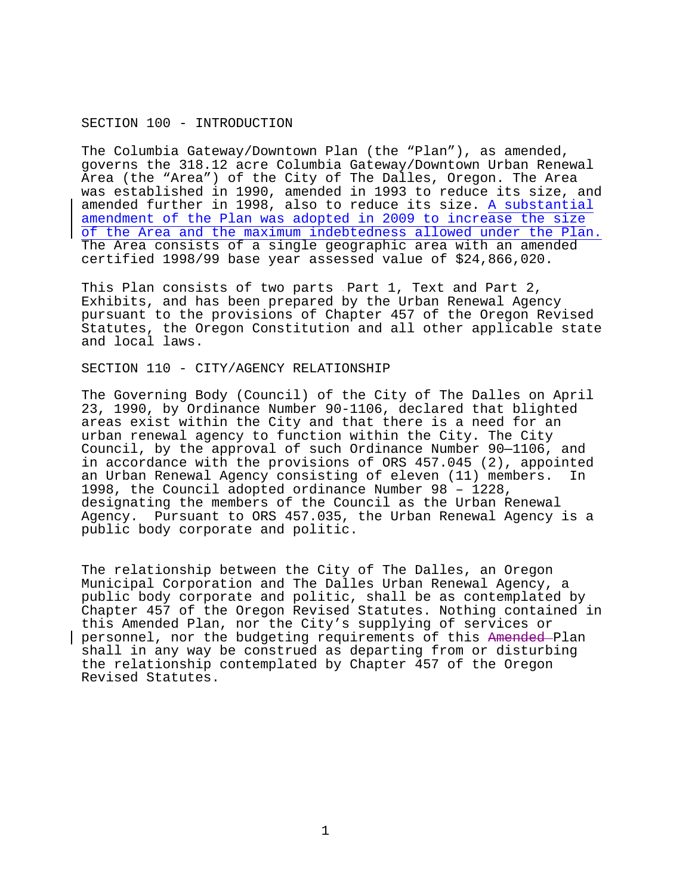## SECTION 100 - INTRODUCTION

The Columbia Gateway/Downtown Plan (the "Plan"), as amended, governs the 318.12 acre Columbia Gateway/Downtown Urban Renewal Area (the "Area") of the City of The Dalles, Oregon. The Area was established in 1990, amended in 1993 to reduce its size, and amended further in 1998, also to reduce its size. A substantial amendment of the Plan was adopted in 2009 to increase the size of the Area and the maximum indebtedness allowed under the Plan. The Area consists of a single geographic area with an amended certified 1998/99 base year assessed value of $24,866,020.

This Plan consists of two parts Part 1, Text and Part 2, Exhibits, and has been prepared by the Urban Renewal Agency pursuant to the provisions of Chapter 457 of the Oregon Revised Statutes, the Oregon Constitution and all other applicable state and local laws.

## SECTION 110 - CITY/AGENCY RELATIONSHIP

The Governing Body (Council) of the City of The Dalles on April 23, 1990, by Ordinance Number 90-1106, declared that blighted areas exist within the City and that there is a need for an urban renewal agency to function within the City. The City Council, by the approval of such Ordinance Number 90—1106, and in accordance with the provisions of ORS 457.045 (2), appointed an Urban Renewal Agency consisting of eleven (11) members. In 1998, the Council adopted ordinance Number 98 – 1228, designating the members of the Council as the Urban Renewal Agency. Pursuant to ORS 457.035, the Urban Renewal Agency is a public body corporate and politic.

The relationship between the City of The Dalles, an Oregon Municipal Corporation and The Dalles Urban Renewal Agency, a public body corporate and politic, shall be as contemplated by Chapter 457 of the Oregon Revised Statutes. Nothing contained in this Amended Plan, nor the City's supplying of services or personnel, nor the budgeting requirements of this ~~Amended~~ Plan shall in any way be construed as departing from or disturbing the relationship contemplated by Chapter 457 of the Oregon Revised Statutes.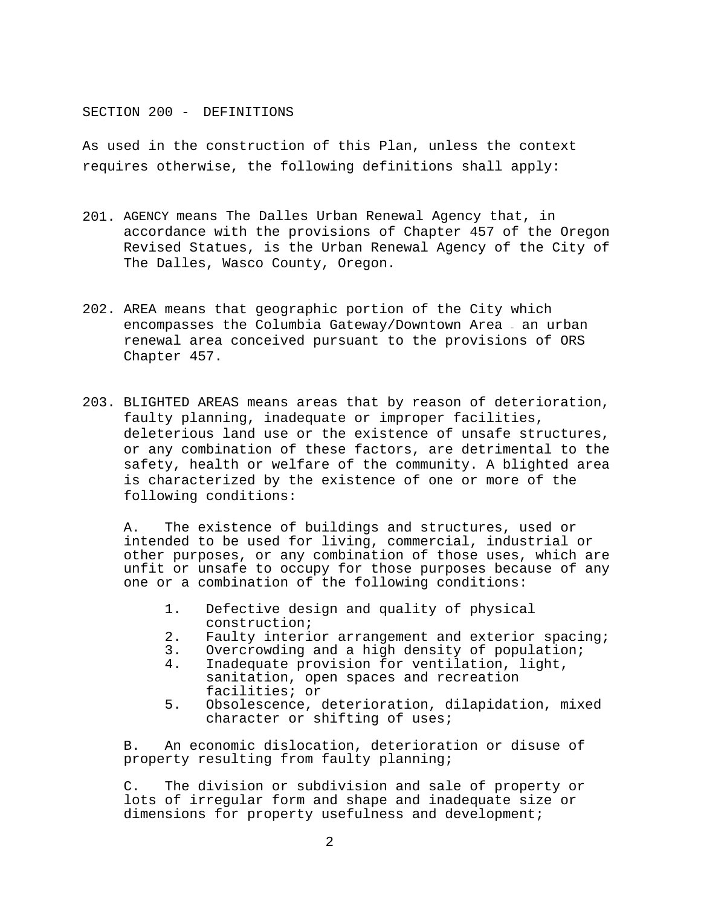SECTION 200 - DEFINITIONS

As used in the construction of this Plan, unless the context requires otherwise, the following definitions shall apply:

201. AGENCY means The Dalles Urban Renewal Agency that, in accordance with the provisions of Chapter 457 of the Oregon Revised Statues, is the Urban Renewal Agency of the City of The Dalles, Wasco County, Oregon.

202. AREA means that geographic portion of the City which encompasses the Columbia Gateway/Downtown Area – an urban renewal area conceived pursuant to the provisions of ORS Chapter 457.

203. BLIGHTED AREAS means areas that by reason of deterioration, faulty planning, inadequate or improper facilities, deleterious land use or the existence of unsafe structures, or any combination of these factors, are detrimental to the safety, health or welfare of the community. A blighted area is characterized by the existence of one or more of the following conditions:

   A. The existence of buildings and structures, used or intended to be used for living, commercial, industrial or other purposes, or any combination of those uses, which are unfit or unsafe to occupy for those purposes because of any one or a combination of the following conditions:

      1. Defective design and quality of physical construction;
      2. Faulty interior arrangement and exterior spacing;
      3. Overcrowding and a high density of population;
      4. Inadequate provision for ventilation, light, sanitation, open spaces and recreation facilities; or
      5. Obsolescence, deterioration, dilapidation, mixed character or shifting of uses;

   B. An economic dislocation, deterioration or disuse of property resulting from faulty planning;

   C. The division or subdivision and sale of property or lots of irregular form and shape and inadequate size or dimensions for property usefulness and development;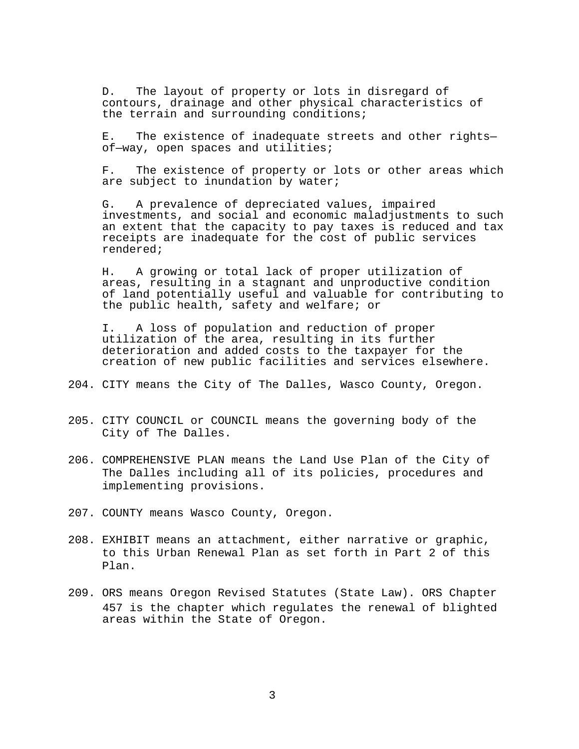D. The layout of property or lots in disregard of contours, drainage and other physical characteristics of the terrain and surrounding conditions;

E. The existence of inadequate streets and other rights—of—way, open spaces and utilities;

F. The existence of property or lots or other areas which are subject to inundation by water;

G. A prevalence of depreciated values, impaired investments, and social and economic maladjustments to such an extent that the capacity to pay taxes is reduced and tax receipts are inadequate for the cost of public services rendered;

H. A growing or total lack of proper utilization of areas, resulting in a stagnant and unproductive condition of land potentially useful and valuable for contributing to the public health, safety and welfare; or

I. A loss of population and reduction of proper utilization of the area, resulting in its further deterioration and added costs to the taxpayer for the creation of new public facilities and services elsewhere.

204. CITY means the City of The Dalles, Wasco County, Oregon.

205. CITY COUNCIL or COUNCIL means the governing body of the City of The Dalles.

206. COMPREHENSIVE PLAN means the Land Use Plan of the City of The Dalles including all of its policies, procedures and implementing provisions.

207. COUNTY means Wasco County, Oregon.

208. EXHIBIT means an attachment, either narrative or graphic, to this Urban Renewal Plan as set forth in Part 2 of this Plan.

209. ORS means Oregon Revised Statutes (State Law). ORS Chapter 457 is the chapter which regulates the renewal of blighted areas within the State of Oregon.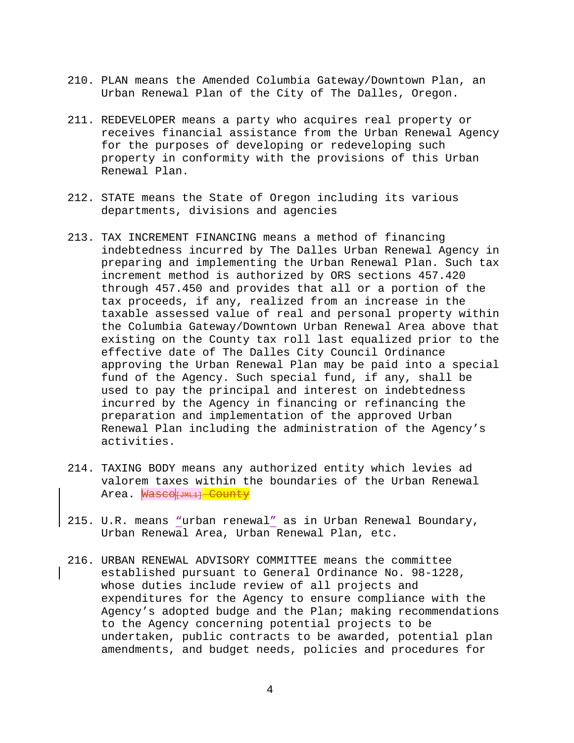210. PLAN means the Amended Columbia Gateway/Downtown Plan, an Urban Renewal Plan of the City of The Dalles, Oregon.

211. REDEVELOPER means a party who acquires real property or receives financial assistance from the Urban Renewal Agency for the purposes of developing or redeveloping such property in conformity with the provisions of this Urban Renewal Plan.

212. STATE means the State of Oregon including its various departments, divisions and agencies

213. TAX INCREMENT FINANCING means a method of financing indebtedness incurred by The Dalles Urban Renewal Agency in preparing and implementing the Urban Renewal Plan. Such tax increment method is authorized by ORS sections 457.420 through 457.450 and provides that all or a portion of the tax proceeds, if any, realized from an increase in the taxable assessed value of real and personal property within the Columbia Gateway/Downtown Urban Renewal Area above that existing on the County tax roll last equalized prior to the effective date of The Dalles City Council Ordinance approving the Urban Renewal Plan may be paid into a special fund of the Agency. Such special fund, if any, shall be used to pay the principal and interest on indebtedness incurred by the Agency in financing or refinancing the preparation and implementation of the approved Urban Renewal Plan including the administration of the Agency's activities.

214. TAXING BODY means any authorized entity which levies ad valorem taxes within the boundaries of the Urban Renewal Area. ~~Wasco~~[JML1] ~~County~~

215. U.R. means "urban renewal" as in Urban Renewal Boundary, Urban Renewal Area, Urban Renewal Plan, etc.

216. URBAN RENEWAL ADVISORY COMMITTEE means the committee established pursuant to General Ordinance No. 98-1228, whose duties include review of all projects and expenditures for the Agency to ensure compliance with the Agency's adopted budge and the Plan; making recommendations to the Agency concerning potential projects to be undertaken, public contracts to be awarded, potential plan amendments, and budget needs, policies and procedures for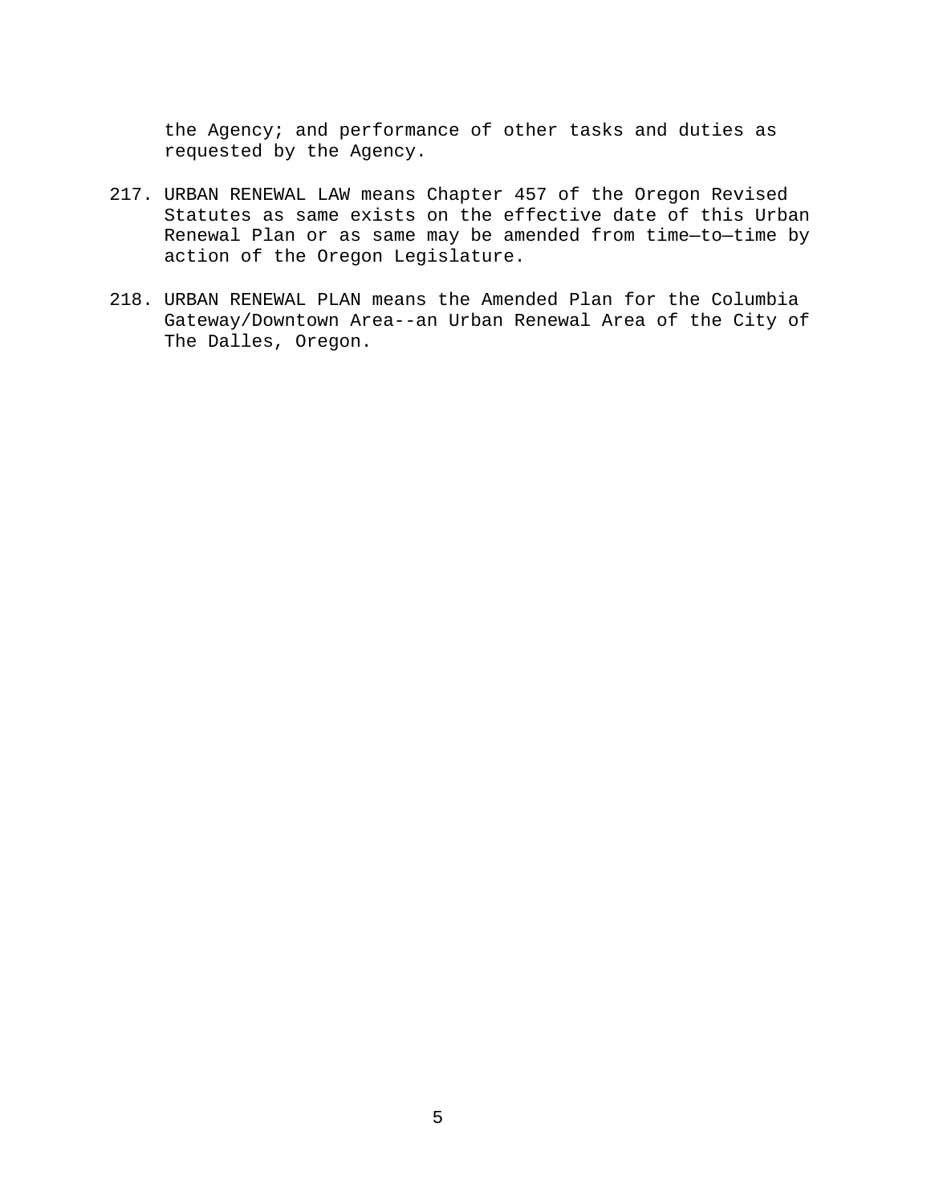the Agency; and performance of other tasks and duties as requested by the Agency.

217. URBAN RENEWAL LAW means Chapter 457 of the Oregon Revised Statutes as same exists on the effective date of this Urban Renewal Plan or as same may be amended from time—to—time by action of the Oregon Legislature.

218. URBAN RENEWAL PLAN means the Amended Plan for the Columbia Gateway/Downtown Area--an Urban Renewal Area of the City of The Dalles, Oregon.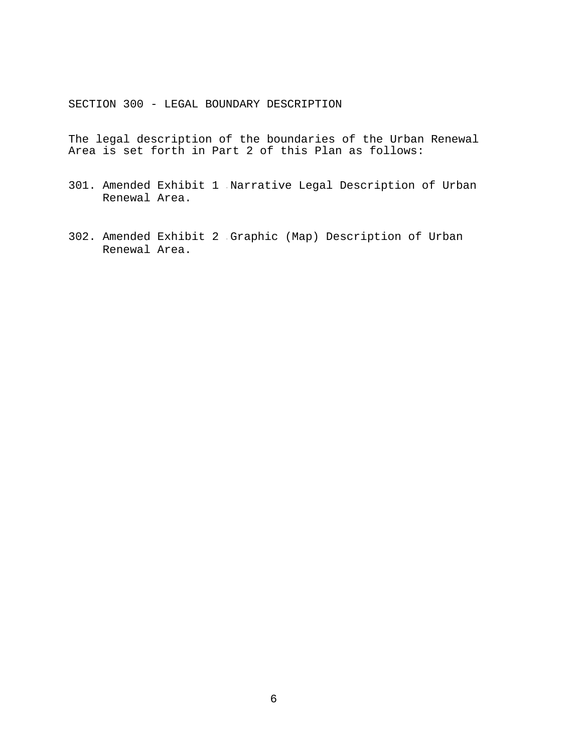## SECTION 300 - LEGAL BOUNDARY DESCRIPTION

The legal description of the boundaries of the Urban Renewal Area is set forth in Part 2 of this Plan as follows:

301. Amended Exhibit 1 - Narrative Legal Description of Urban Renewal Area.

302. Amended Exhibit 2 - Graphic (Map) Description of Urban Renewal Area.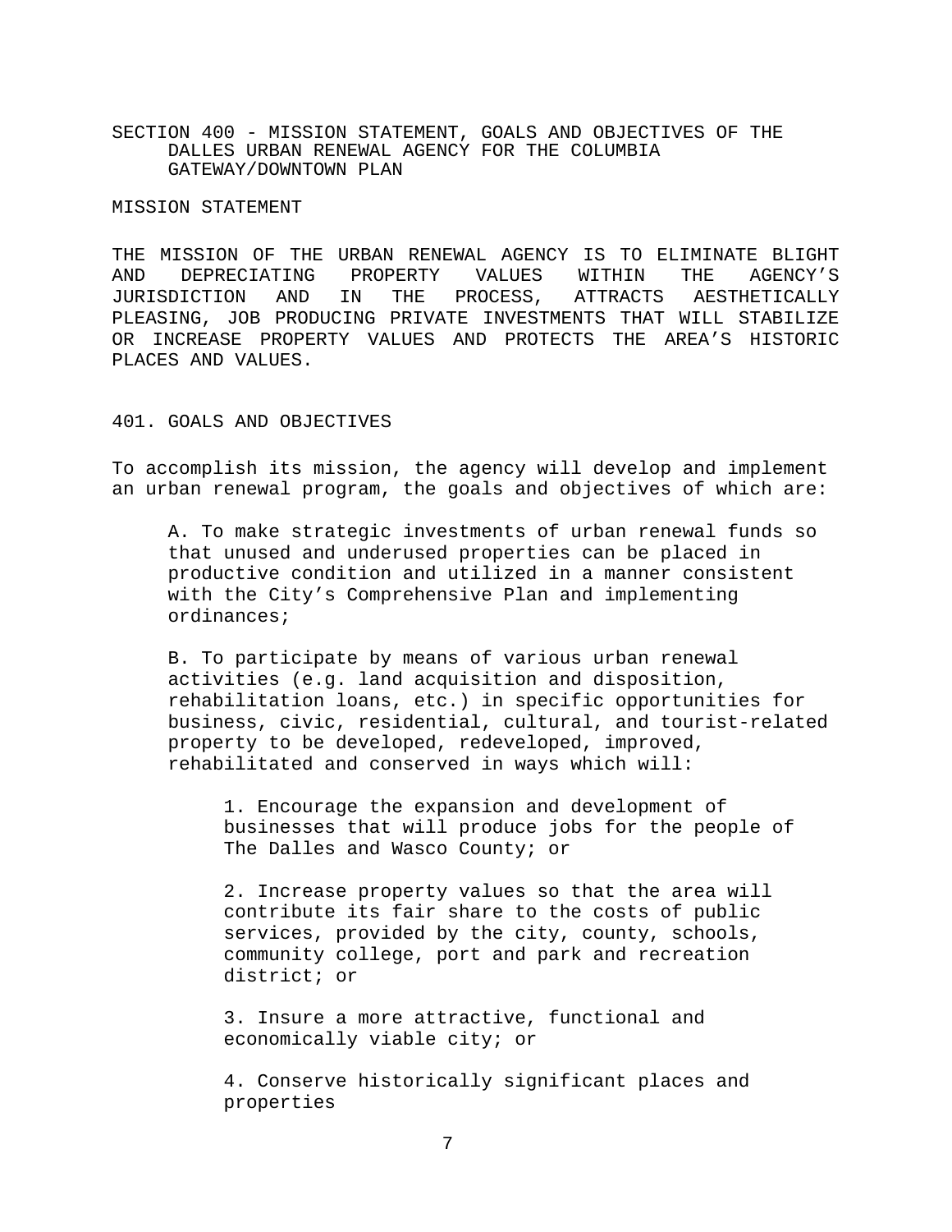## SECTION 400 - MISSION STATEMENT, GOALS AND OBJECTIVES OF THE DALLES URBAN RENEWAL AGENCY FOR THE COLUMBIA GATEWAY/DOWNTOWN PLAN

### MISSION STATEMENT

THE MISSION OF THE URBAN RENEWAL AGENCY IS TO ELIMINATE BLIGHT AND DEPRECIATING PROPERTY VALUES WITHIN THE AGENCY'S JURISDICTION AND IN THE PROCESS, ATTRACTS AESTHETICALLY PLEASING, JOB PRODUCING PRIVATE INVESTMENTS THAT WILL STABILIZE OR INCREASE PROPERTY VALUES AND PROTECTS THE AREA'S HISTORIC PLACES AND VALUES.

### 401. GOALS AND OBJECTIVES

To accomplish its mission, the agency will develop and implement an urban renewal program, the goals and objectives of which are:

A. To make strategic investments of urban renewal funds so that unused and underused properties can be placed in productive condition and utilized in a manner consistent with the City's Comprehensive Plan and implementing ordinances;

B. To participate by means of various urban renewal activities (e.g. land acquisition and disposition, rehabilitation loans, etc.) in specific opportunities for business, civic, residential, cultural, and tourist-related property to be developed, redeveloped, improved, rehabilitated and conserved in ways which will:

1. Encourage the expansion and development of businesses that will produce jobs for the people of The Dalles and Wasco County; or

2. Increase property values so that the area will contribute its fair share to the costs of public services, provided by the city, county, schools, community college, port and park and recreation district; or

3. Insure a more attractive, functional and economically viable city; or

4. Conserve historically significant places and properties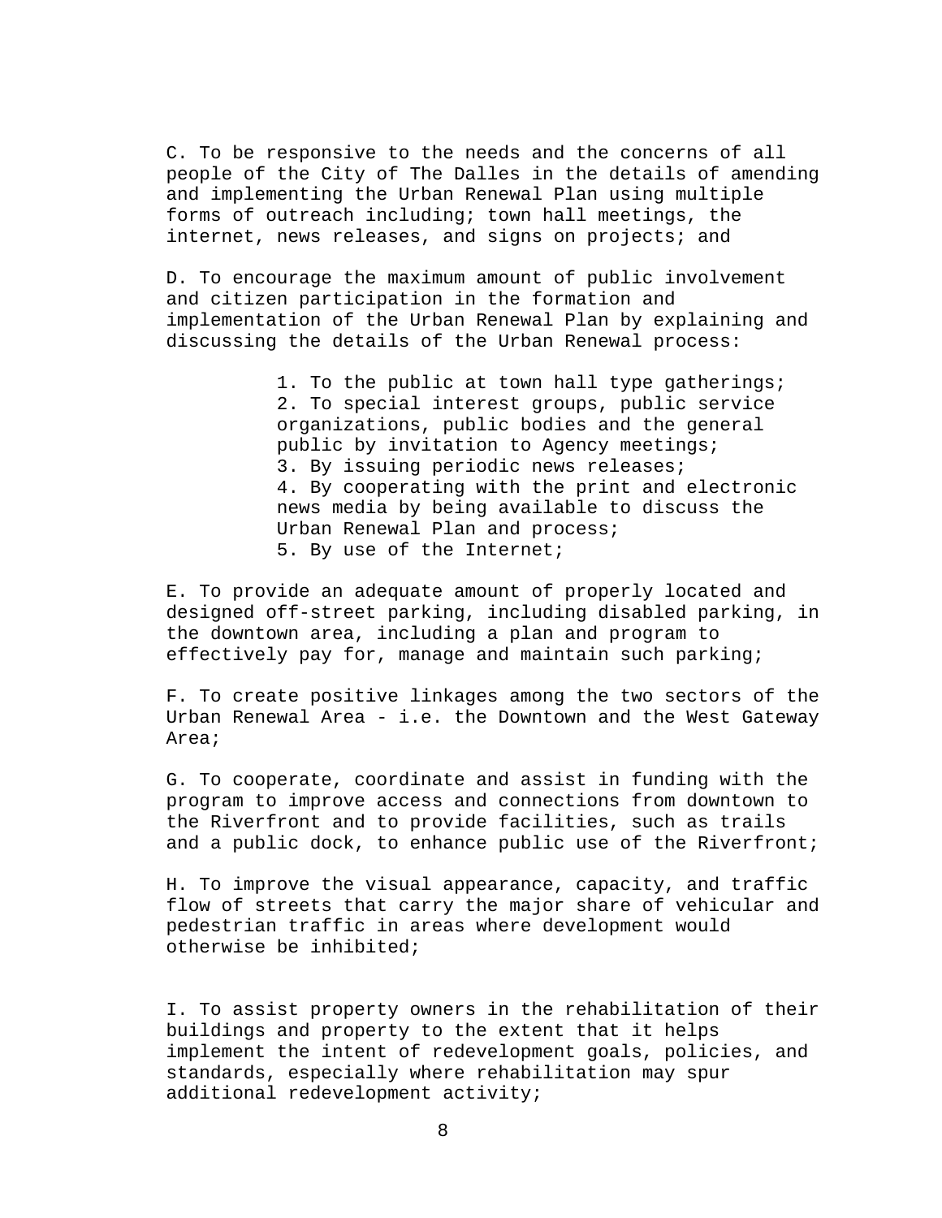C. To be responsive to the needs and the concerns of all people of the City of The Dalles in the details of amending and implementing the Urban Renewal Plan using multiple forms of outreach including; town hall meetings, the internet, news releases, and signs on projects; and

D. To encourage the maximum amount of public involvement and citizen participation in the formation and implementation of the Urban Renewal Plan by explaining and discussing the details of the Urban Renewal process:

1. To the public at town hall type gatherings;
2. To special interest groups, public service organizations, public bodies and the general public by invitation to Agency meetings;
3. By issuing periodic news releases;
4. By cooperating with the print and electronic news media by being available to discuss the Urban Renewal Plan and process;
5. By use of the Internet;

E. To provide an adequate amount of properly located and designed off-street parking, including disabled parking, in the downtown area, including a plan and program to effectively pay for, manage and maintain such parking;

F. To create positive linkages among the two sectors of the Urban Renewal Area - i.e. the Downtown and the West Gateway Area;

G. To cooperate, coordinate and assist in funding with the program to improve access and connections from downtown to the Riverfront and to provide facilities, such as trails and a public dock, to enhance public use of the Riverfront;

H. To improve the visual appearance, capacity, and traffic flow of streets that carry the major share of vehicular and pedestrian traffic in areas where development would otherwise be inhibited;

I. To assist property owners in the rehabilitation of their buildings and property to the extent that it helps implement the intent of redevelopment goals, policies, and standards, especially where rehabilitation may spur additional redevelopment activity;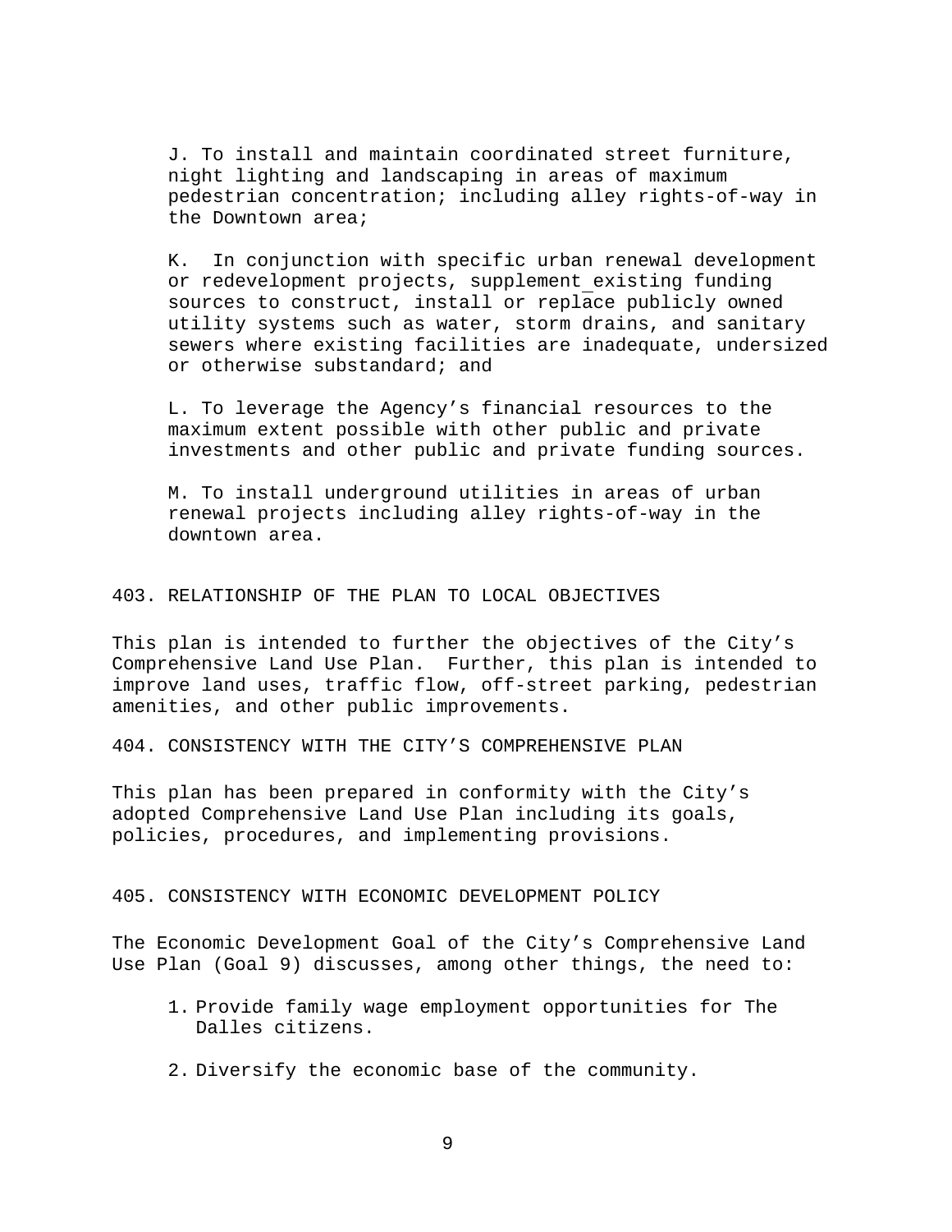J. To install and maintain coordinated street furniture, night lighting and landscaping in areas of maximum pedestrian concentration; including alley rights-of-way in the Downtown area;

K. In conjunction with specific urban renewal development or redevelopment projects, supplement existing funding sources to construct, install or replace publicly owned utility systems such as water, storm drains, and sanitary sewers where existing facilities are inadequate, undersized or otherwise substandard; and

L. To leverage the Agency's financial resources to the maximum extent possible with other public and private investments and other public and private funding sources.

M. To install underground utilities in areas of urban renewal projects including alley rights-of-way in the downtown area.

## 403. RELATIONSHIP OF THE PLAN TO LOCAL OBJECTIVES

This plan is intended to further the objectives of the City's Comprehensive Land Use Plan. Further, this plan is intended to improve land uses, traffic flow, off-street parking, pedestrian amenities, and other public improvements.

## 404. CONSISTENCY WITH THE CITY'S COMPREHENSIVE PLAN

This plan has been prepared in conformity with the City's adopted Comprehensive Land Use Plan including its goals, policies, procedures, and implementing provisions.

## 405. CONSISTENCY WITH ECONOMIC DEVELOPMENT POLICY

The Economic Development Goal of the City's Comprehensive Land Use Plan (Goal 9) discusses, among other things, the need to:

1. Provide family wage employment opportunities for The Dalles citizens.

2. Diversify the economic base of the community.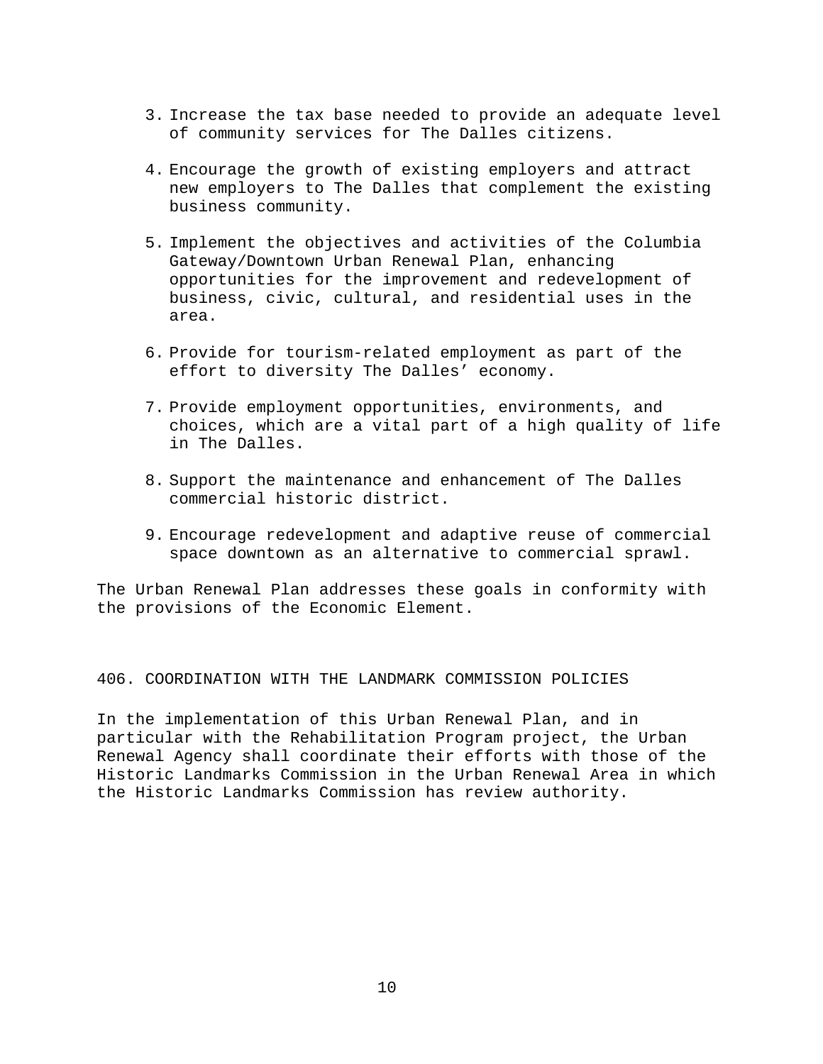3. Increase the tax base needed to provide an adequate level of community services for The Dalles citizens.

4. Encourage the growth of existing employers and attract new employers to The Dalles that complement the existing business community.

5. Implement the objectives and activities of the Columbia Gateway/Downtown Urban Renewal Plan, enhancing opportunities for the improvement and redevelopment of business, civic, cultural, and residential uses in the area.

6. Provide for tourism-related employment as part of the effort to diversity The Dalles' economy.

7. Provide employment opportunities, environments, and choices, which are a vital part of a high quality of life in The Dalles.

8. Support the maintenance and enhancement of The Dalles commercial historic district.

9. Encourage redevelopment and adaptive reuse of commercial space downtown as an alternative to commercial sprawl.

The Urban Renewal Plan addresses these goals in conformity with the provisions of the Economic Element.

## 406. COORDINATION WITH THE LANDMARK COMMISSION POLICIES

In the implementation of this Urban Renewal Plan, and in particular with the Rehabilitation Program project, the Urban Renewal Agency shall coordinate their efforts with those of the Historic Landmarks Commission in the Urban Renewal Area in which the Historic Landmarks Commission has review authority.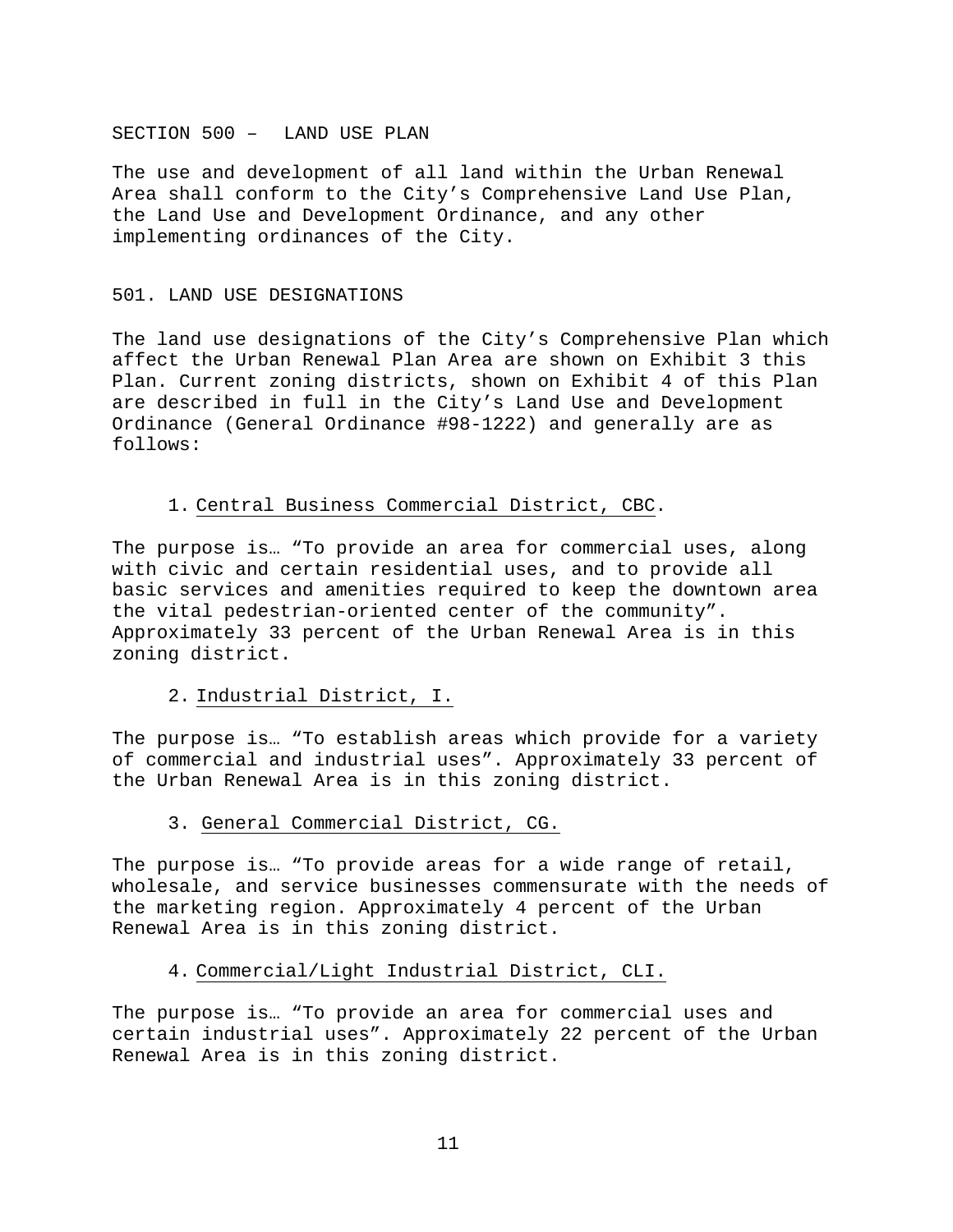# SECTION 500 – LAND USE PLAN

The use and development of all land within the Urban Renewal Area shall conform to the City's Comprehensive Land Use Plan, the Land Use and Development Ordinance, and any other implementing ordinances of the City.

## 501. LAND USE DESIGNATIONS

The land use designations of the City's Comprehensive Plan which affect the Urban Renewal Plan Area are shown on Exhibit 3 this Plan. Current zoning districts, shown on Exhibit 4 of this Plan are described in full in the City's Land Use and Development Ordinance (General Ordinance #98-1222) and generally are as follows:

1. Central Business Commercial District, CBC.

The purpose is… "To provide an area for commercial uses, along with civic and certain residential uses, and to provide all basic services and amenities required to keep the downtown area the vital pedestrian-oriented center of the community". Approximately 33 percent of the Urban Renewal Area is in this zoning district.

2. Industrial District, I.

The purpose is… "To establish areas which provide for a variety of commercial and industrial uses". Approximately 33 percent of the Urban Renewal Area is in this zoning district.

3. General Commercial District, CG.

The purpose is… "To provide areas for a wide range of retail, wholesale, and service businesses commensurate with the needs of the marketing region. Approximately 4 percent of the Urban Renewal Area is in this zoning district.

4. Commercial/Light Industrial District, CLI.

The purpose is… "To provide an area for commercial uses and certain industrial uses". Approximately 22 percent of the Urban Renewal Area is in this zoning district.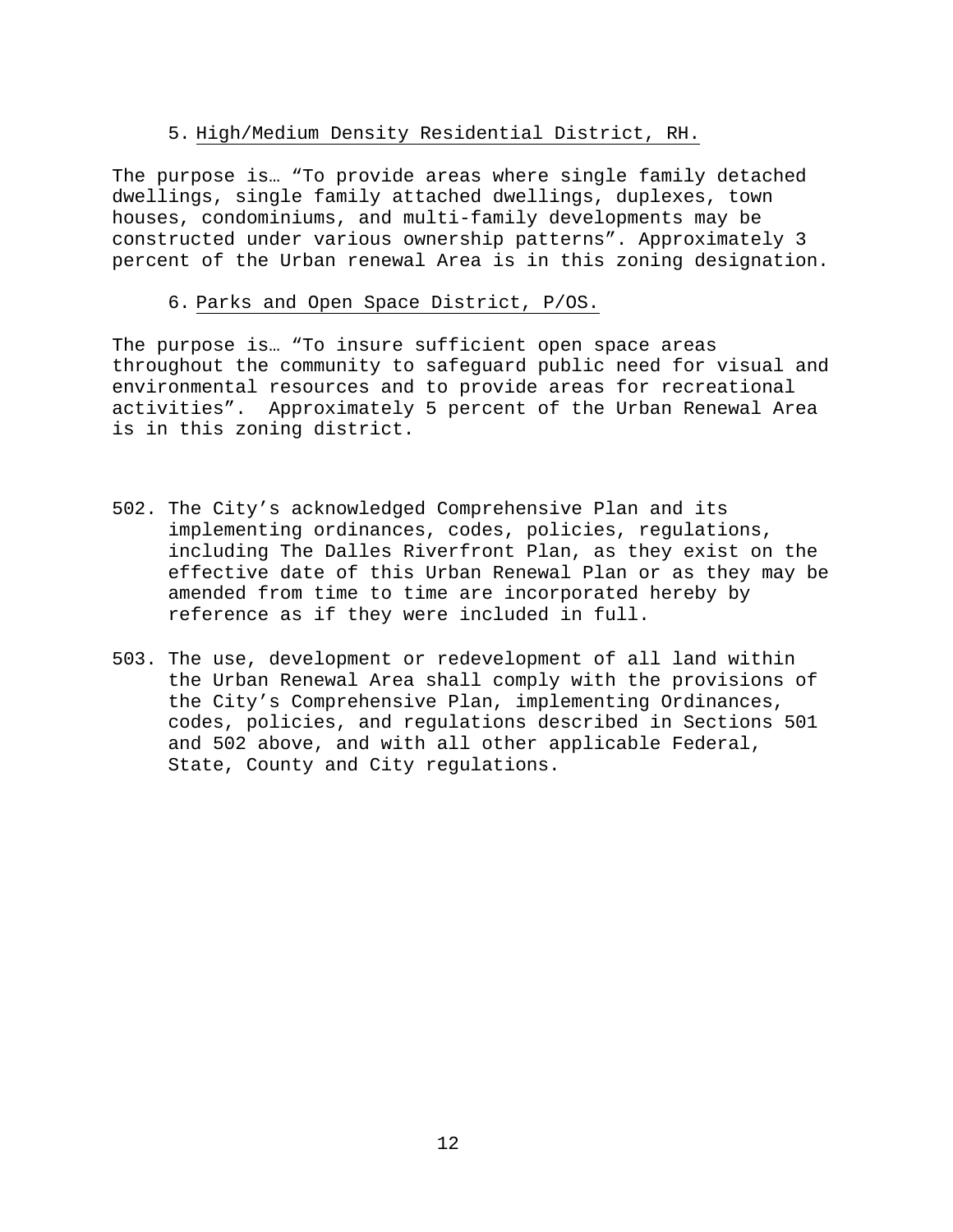5. <u>High/Medium Density Residential District, RH.</u>

The purpose is… "To provide areas where single family detached dwellings, single family attached dwellings, duplexes, town houses, condominiums, and multi-family developments may be constructed under various ownership patterns". Approximately 3 percent of the Urban renewal Area is in this zoning designation.

6. <u>Parks and Open Space District, P/OS.</u>

The purpose is… "To insure sufficient open space areas throughout the community to safeguard public need for visual and environmental resources and to provide areas for recreational activities". Approximately 5 percent of the Urban Renewal Area is in this zoning district.

502. The City's acknowledged Comprehensive Plan and its implementing ordinances, codes, policies, regulations, including The Dalles Riverfront Plan, as they exist on the effective date of this Urban Renewal Plan or as they may be amended from time to time are incorporated hereby by reference as if they were included in full.

503. The use, development or redevelopment of all land within the Urban Renewal Area shall comply with the provisions of the City's Comprehensive Plan, implementing Ordinances, codes, policies, and regulations described in Sections 501 and 502 above, and with all other applicable Federal, State, County and City regulations.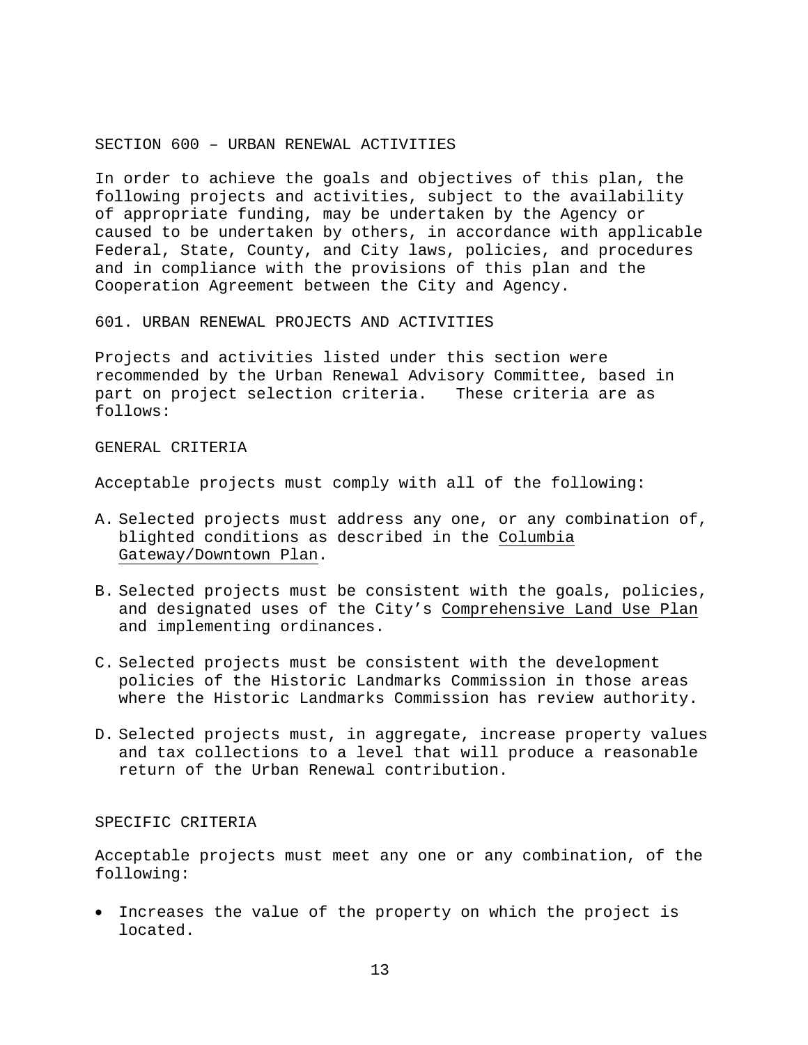## SECTION 600 – URBAN RENEWAL ACTIVITIES

In order to achieve the goals and objectives of this plan, the following projects and activities, subject to the availability of appropriate funding, may be undertaken by the Agency or caused to be undertaken by others, in accordance with applicable Federal, State, County, and City laws, policies, and procedures and in compliance with the provisions of this plan and the Cooperation Agreement between the City and Agency.

### 601. URBAN RENEWAL PROJECTS AND ACTIVITIES

Projects and activities listed under this section were recommended by the Urban Renewal Advisory Committee, based in part on project selection criteria. These criteria are as follows:

#### GENERAL CRITERIA

Acceptable projects must comply with all of the following:

A. Selected projects must address any one, or any combination of, blighted conditions as described in the Columbia Gateway/Downtown Plan.

B. Selected projects must be consistent with the goals, policies, and designated uses of the City's Comprehensive Land Use Plan and implementing ordinances.

C. Selected projects must be consistent with the development policies of the Historic Landmarks Commission in those areas where the Historic Landmarks Commission has review authority.

D. Selected projects must, in aggregate, increase property values and tax collections to a level that will produce a reasonable return of the Urban Renewal contribution.

#### SPECIFIC CRITERIA

Acceptable projects must meet any one or any combination, of the following:

- Increases the value of the property on which the project is located.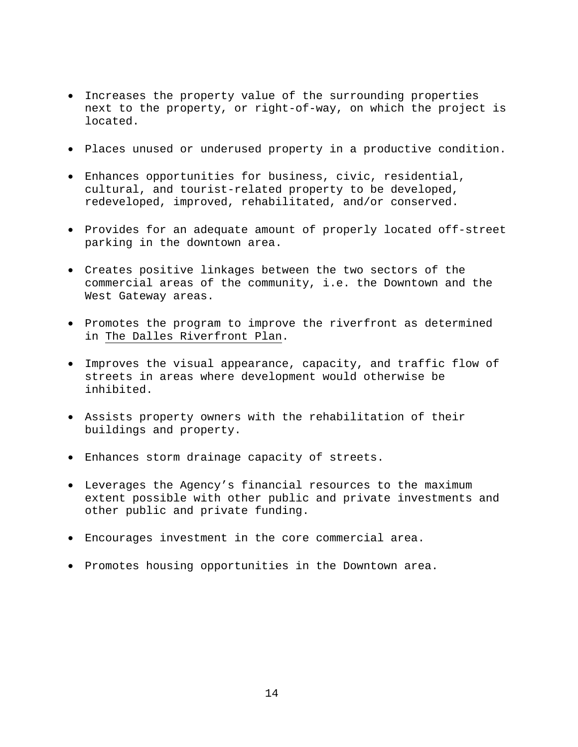- Increases the property value of the surrounding properties next to the property, or right-of-way, on which the project is located.

- Places unused or underused property in a productive condition.

- Enhances opportunities for business, civic, residential, cultural, and tourist-related property to be developed, redeveloped, improved, rehabilitated, and/or conserved.

- Provides for an adequate amount of properly located off-street parking in the downtown area.

- Creates positive linkages between the two sectors of the commercial areas of the community, i.e. the Downtown and the West Gateway areas.

- Promotes the program to improve the riverfront as determined in The Dalles Riverfront Plan.

- Improves the visual appearance, capacity, and traffic flow of streets in areas where development would otherwise be inhibited.

- Assists property owners with the rehabilitation of their buildings and property.

- Enhances storm drainage capacity of streets.

- Leverages the Agency's financial resources to the maximum extent possible with other public and private investments and other public and private funding.

- Encourages investment in the core commercial area.

- Promotes housing opportunities in the Downtown area.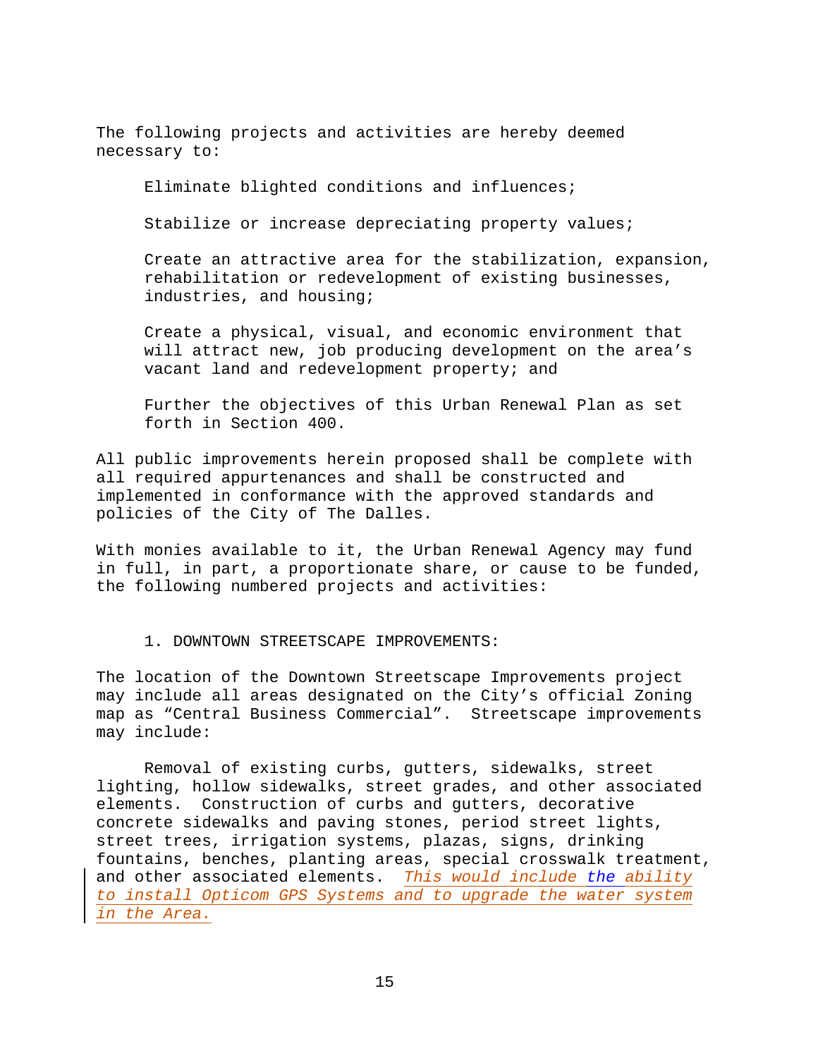The following projects and activities are hereby deemed necessary to:

Eliminate blighted conditions and influences;

Stabilize or increase depreciating property values;

Create an attractive area for the stabilization, expansion, rehabilitation or redevelopment of existing businesses, industries, and housing;

Create a physical, visual, and economic environment that will attract new, job producing development on the area's vacant land and redevelopment property; and

Further the objectives of this Urban Renewal Plan as set forth in Section 400.

All public improvements herein proposed shall be complete with all required appurtenances and shall be constructed and implemented in conformance with the approved standards and policies of the City of The Dalles.

With monies available to it, the Urban Renewal Agency may fund in full, in part, a proportionate share, or cause to be funded, the following numbered projects and activities:

1. DOWNTOWN STREETSCAPE IMPROVEMENTS:

The location of the Downtown Streetscape Improvements project may include all areas designated on the City's official Zoning map as "Central Business Commercial". Streetscape improvements may include:

Removal of existing curbs, gutters, sidewalks, street lighting, hollow sidewalks, street grades, and other associated elements. Construction of curbs and gutters, decorative concrete sidewalks and paving stones, period street lights, street trees, irrigation systems, plazas, signs, drinking fountains, benches, planting areas, special crosswalk treatment, and other associated elements. *This would include the ability to install Opticom GPS Systems and to upgrade the water system in the Area.*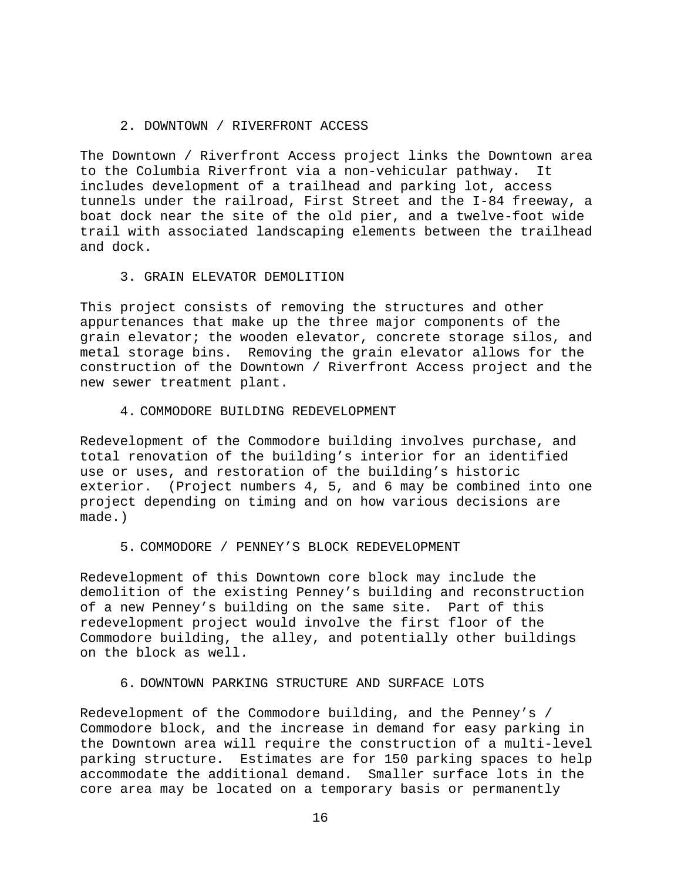### 2. DOWNTOWN / RIVERFRONT ACCESS

The Downtown / Riverfront Access project links the Downtown area to the Columbia Riverfront via a non-vehicular pathway. It includes development of a trailhead and parking lot, access tunnels under the railroad, First Street and the I-84 freeway, a boat dock near the site of the old pier, and a twelve-foot wide trail with associated landscaping elements between the trailhead and dock.

### 3. GRAIN ELEVATOR DEMOLITION

This project consists of removing the structures and other appurtenances that make up the three major components of the grain elevator; the wooden elevator, concrete storage silos, and metal storage bins. Removing the grain elevator allows for the construction of the Downtown / Riverfront Access project and the new sewer treatment plant.

### 4. COMMODORE BUILDING REDEVELOPMENT

Redevelopment of the Commodore building involves purchase, and total renovation of the building's interior for an identified use or uses, and restoration of the building's historic exterior. (Project numbers 4, 5, and 6 may be combined into one project depending on timing and on how various decisions are made.)

### 5. COMMODORE / PENNEY'S BLOCK REDEVELOPMENT

Redevelopment of this Downtown core block may include the demolition of the existing Penney's building and reconstruction of a new Penney's building on the same site. Part of this redevelopment project would involve the first floor of the Commodore building, the alley, and potentially other buildings on the block as well.

### 6. DOWNTOWN PARKING STRUCTURE AND SURFACE LOTS

Redevelopment of the Commodore building, and the Penney's / Commodore block, and the increase in demand for easy parking in the Downtown area will require the construction of a multi-level parking structure. Estimates are for 150 parking spaces to help accommodate the additional demand. Smaller surface lots in the core area may be located on a temporary basis or permanently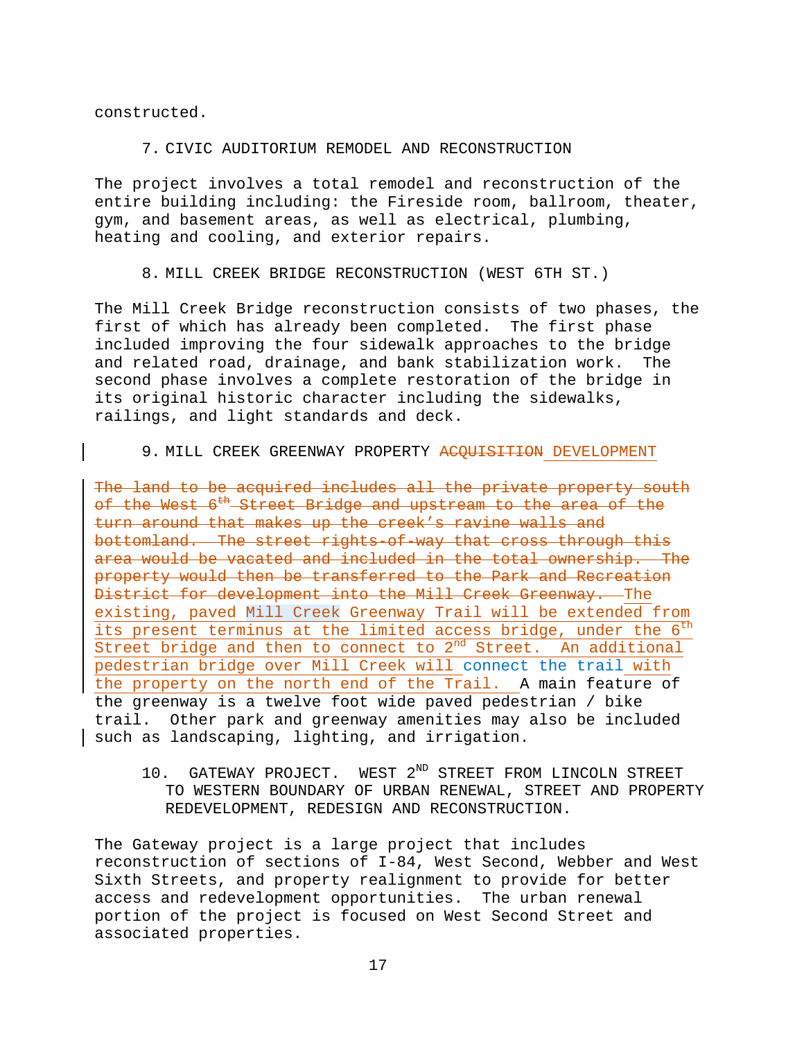constructed.

7. CIVIC AUDITORIUM REMODEL AND RECONSTRUCTION

The project involves a total remodel and reconstruction of the entire building including: the Fireside room, ballroom, theater, gym, and basement areas, as well as electrical, plumbing, heating and cooling, and exterior repairs.

8. MILL CREEK BRIDGE RECONSTRUCTION (WEST 6TH ST.)

The Mill Creek Bridge reconstruction consists of two phases, the first of which has already been completed. The first phase included improving the four sidewalk approaches to the bridge and related road, drainage, and bank stabilization work. The second phase involves a complete restoration of the bridge in its original historic character including the sidewalks, railings, and light standards and deck.

9. MILL CREEK GREENWAY PROPERTY ~~ACQUISITION~~ DEVELOPMENT

~~The land to be acquired includes all the private property south of the West 6th Street Bridge and upstream to the area of the turn around that makes up the creek's ravine walls and bottomland. The street rights-of-way that cross through this area would be vacated and included in the total ownership. The property would then be transferred to the Park and Recreation District for development into the Mill Creek Greenway.~~ The existing, paved Mill Creek Greenway Trail will be extended from its present terminus at the limited access bridge, under the 6th Street bridge and then to connect to 2nd Street. An additional pedestrian bridge over Mill Creek will connect the trail with the property on the north end of the Trail. A main feature of the greenway is a twelve foot wide paved pedestrian / bike trail. Other park and greenway amenities may also be included such as landscaping, lighting, and irrigation.

10. GATEWAY PROJECT. WEST 2ND STREET FROM LINCOLN STREET TO WESTERN BOUNDARY OF URBAN RENEWAL, STREET AND PROPERTY REDEVELOPMENT, REDESIGN AND RECONSTRUCTION.

The Gateway project is a large project that includes reconstruction of sections of I-84, West Second, Webber and West Sixth Streets, and property realignment to provide for better access and redevelopment opportunities. The urban renewal portion of the project is focused on West Second Street and associated properties.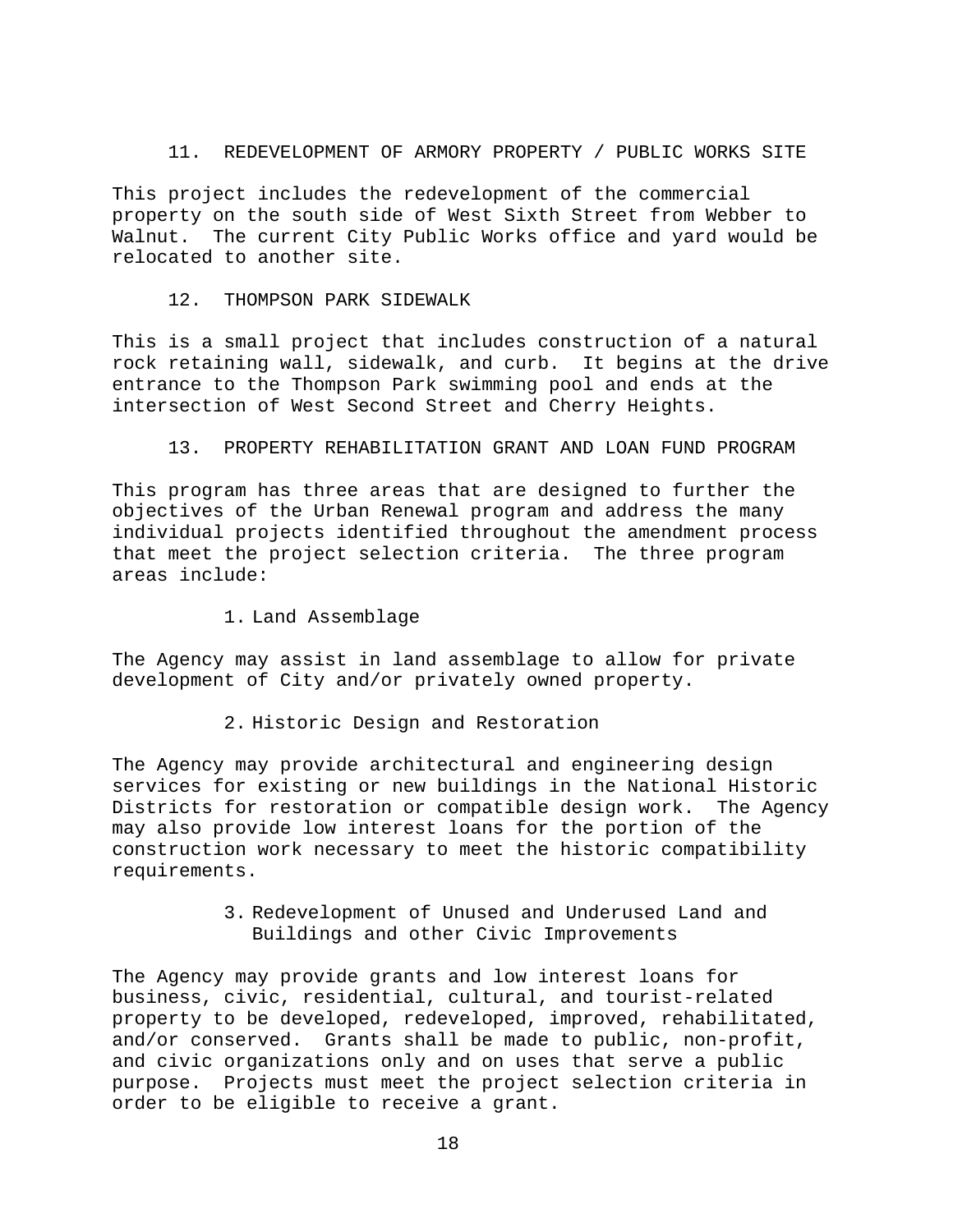### 11. REDEVELOPMENT OF ARMORY PROPERTY / PUBLIC WORKS SITE

This project includes the redevelopment of the commercial property on the south side of West Sixth Street from Webber to Walnut. The current City Public Works office and yard would be relocated to another site.

### 12. THOMPSON PARK SIDEWALK

This is a small project that includes construction of a natural rock retaining wall, sidewalk, and curb. It begins at the drive entrance to the Thompson Park swimming pool and ends at the intersection of West Second Street and Cherry Heights.

### 13. PROPERTY REHABILITATION GRANT AND LOAN FUND PROGRAM

This program has three areas that are designed to further the objectives of the Urban Renewal program and address the many individual projects identified throughout the amendment process that meet the project selection criteria. The three program areas include:

1. Land Assemblage

The Agency may assist in land assemblage to allow for private development of City and/or privately owned property.

2. Historic Design and Restoration

The Agency may provide architectural and engineering design services for existing or new buildings in the National Historic Districts for restoration or compatible design work. The Agency may also provide low interest loans for the portion of the construction work necessary to meet the historic compatibility requirements.

3. Redevelopment of Unused and Underused Land and Buildings and other Civic Improvements

The Agency may provide grants and low interest loans for business, civic, residential, cultural, and tourist-related property to be developed, redeveloped, improved, rehabilitated, and/or conserved. Grants shall be made to public, non-profit, and civic organizations only and on uses that serve a public purpose. Projects must meet the project selection criteria in order to be eligible to receive a grant.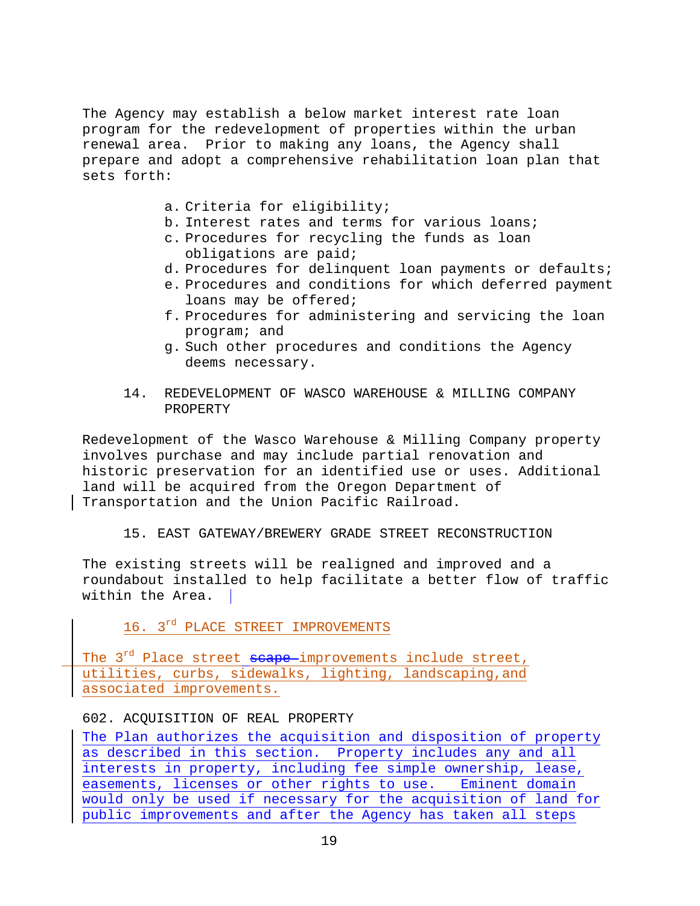The Agency may establish a below market interest rate loan program for the redevelopment of properties within the urban renewal area. Prior to making any loans, the Agency shall prepare and adopt a comprehensive rehabilitation loan plan that sets forth:

a. Criteria for eligibility;
b. Interest rates and terms for various loans;
c. Procedures for recycling the funds as loan obligations are paid;
d. Procedures for delinquent loan payments or defaults;
e. Procedures and conditions for which deferred payment loans may be offered;
f. Procedures for administering and servicing the loan program; and
g. Such other procedures and conditions the Agency deems necessary.

### 14. REDEVELOPMENT OF WASCO WAREHOUSE & MILLING COMPANY PROPERTY

Redevelopment of the Wasco Warehouse & Milling Company property involves purchase and may include partial renovation and historic preservation for an identified use or uses. Additional land will be acquired from the Oregon Department of Transportation and the Union Pacific Railroad.

### 15. EAST GATEWAY/BREWERY GRADE STREET RECONSTRUCTION

The existing streets will be realigned and improved and a roundabout installed to help facilitate a better flow of traffic within the Area.

### 16. 3rd PLACE STREET IMPROVEMENTS

The 3rd Place street ~~scape~~ improvements include street, utilities, curbs, sidewalks, lighting, landscaping,and associated improvements.

## 602. ACQUISITION OF REAL PROPERTY

The Plan authorizes the acquisition and disposition of property as described in this section. Property includes any and all interests in property, including fee simple ownership, lease, easements, licenses or other rights to use. Eminent domain would only be used if necessary for the acquisition of land for public improvements and after the Agency has taken all steps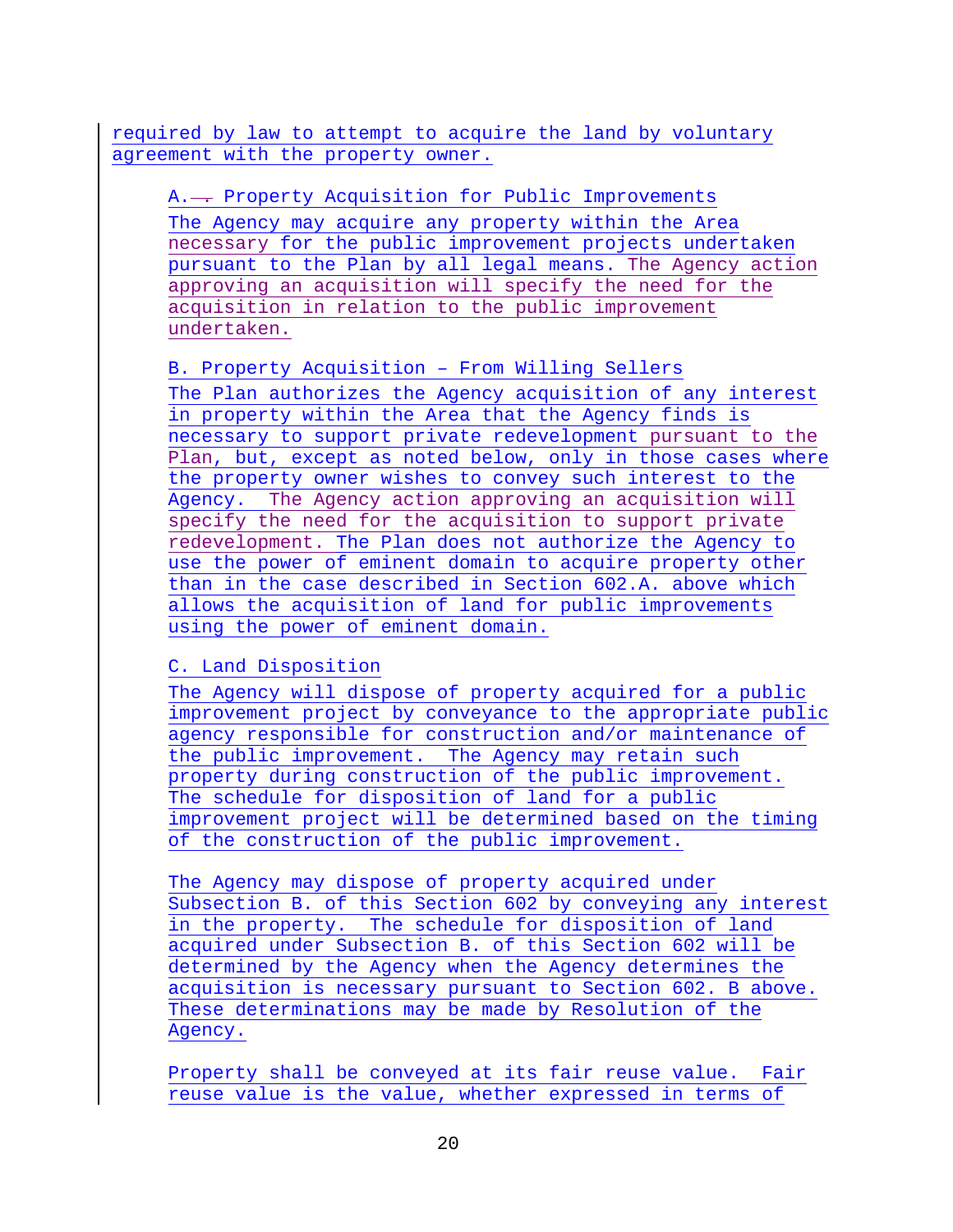required by law to attempt to acquire the land by voluntary agreement with the property owner.

A. Property Acquisition for Public Improvements

The Agency may acquire any property within the Area necessary for the public improvement projects undertaken pursuant to the Plan by all legal means. The Agency action approving an acquisition will specify the need for the acquisition in relation to the public improvement undertaken.

B. Property Acquisition – From Willing Sellers

The Plan authorizes the Agency acquisition of any interest in property within the Area that the Agency finds is necessary to support private redevelopment pursuant to the Plan, but, except as noted below, only in those cases where the property owner wishes to convey such interest to the Agency. The Agency action approving an acquisition will specify the need for the acquisition to support private redevelopment. The Plan does not authorize the Agency to use the power of eminent domain to acquire property other than in the case described in Section 602.A. above which allows the acquisition of land for public improvements using the power of eminent domain.

C. Land Disposition

The Agency will dispose of property acquired for a public improvement project by conveyance to the appropriate public agency responsible for construction and/or maintenance of the public improvement. The Agency may retain such property during construction of the public improvement. The schedule for disposition of land for a public improvement project will be determined based on the timing of the construction of the public improvement.

The Agency may dispose of property acquired under Subsection B. of this Section 602 by conveying any interest in the property. The schedule for disposition of land acquired under Subsection B. of this Section 602 will be determined by the Agency when the Agency determines the acquisition is necessary pursuant to Section 602. B above. These determinations may be made by Resolution of the Agency.

Property shall be conveyed at its fair reuse value. Fair reuse value is the value, whether expressed in terms of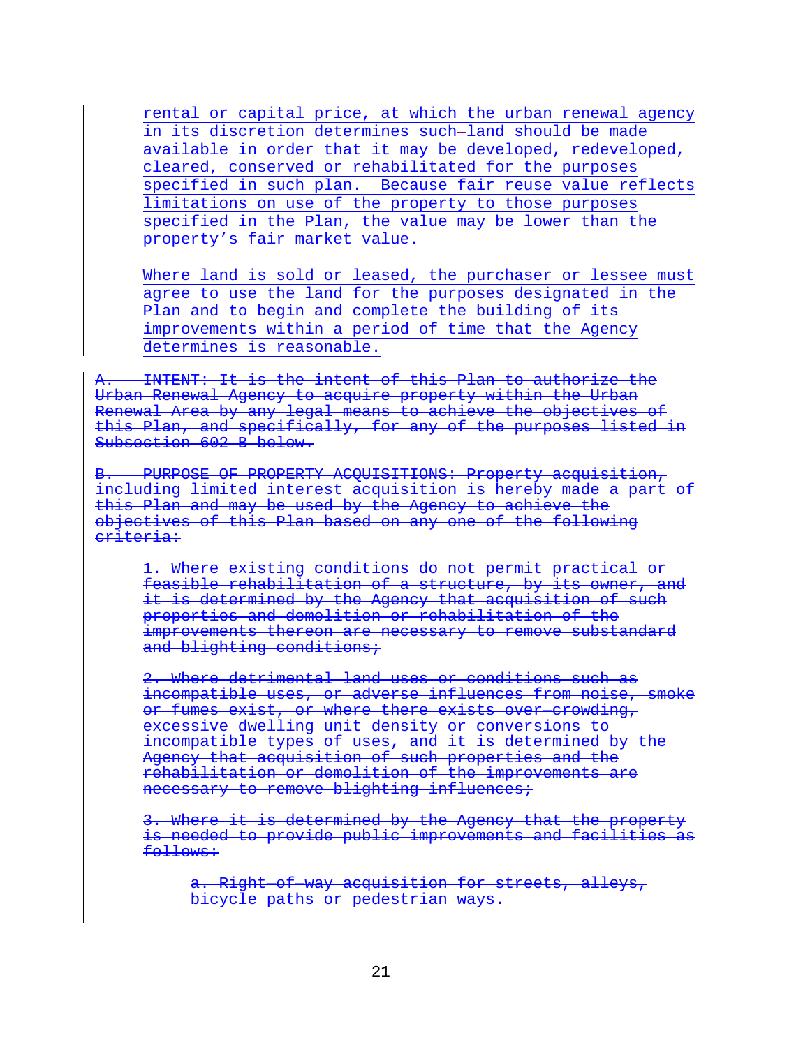rental or capital price, at which the urban renewal agency in its discretion determines such land should be made available in order that it may be developed, redeveloped, cleared, conserved or rehabilitated for the purposes specified in such plan. Because fair reuse value reflects limitations on use of the property to those purposes specified in the Plan, the value may be lower than the property's fair market value.

Where land is sold or leased, the purchaser or lessee must agree to use the land for the purposes designated in the Plan and to begin and complete the building of its improvements within a period of time that the Agency determines is reasonable.

~~A. INTENT: It is the intent of this Plan to authorize the Urban Renewal Agency to acquire property within the Urban Renewal Area by any legal means to achieve the objectives of this Plan, and specifically, for any of the purposes listed in Subsection 602-B below.~~

~~B. PURPOSE OF PROPERTY ACQUISITIONS: Property acquisition, including limited interest acquisition is hereby made a part of this Plan and may be used by the Agency to achieve the objectives of this Plan based on any one of the following criteria:~~

~~1. Where existing conditions do not permit practical or feasible rehabilitation of a structure, by its owner, and it is determined by the Agency that acquisition of such properties and demolition or rehabilitation of the improvements thereon are necessary to remove substandard and blighting conditions;~~

~~2. Where detrimental land uses or conditions such as incompatible uses, or adverse influences from noise, smoke or fumes exist, or where there exists over-crowding, excessive dwelling unit density or conversions to incompatible types of uses, and it is determined by the Agency that acquisition of such properties and the rehabilitation or demolition of the improvements are necessary to remove blighting influences;~~

~~3. Where it is determined by the Agency that the property is needed to provide public improvements and facilities as follows:~~

~~a. Right-of-way acquisition for streets, alleys, bicycle paths or pedestrian ways.~~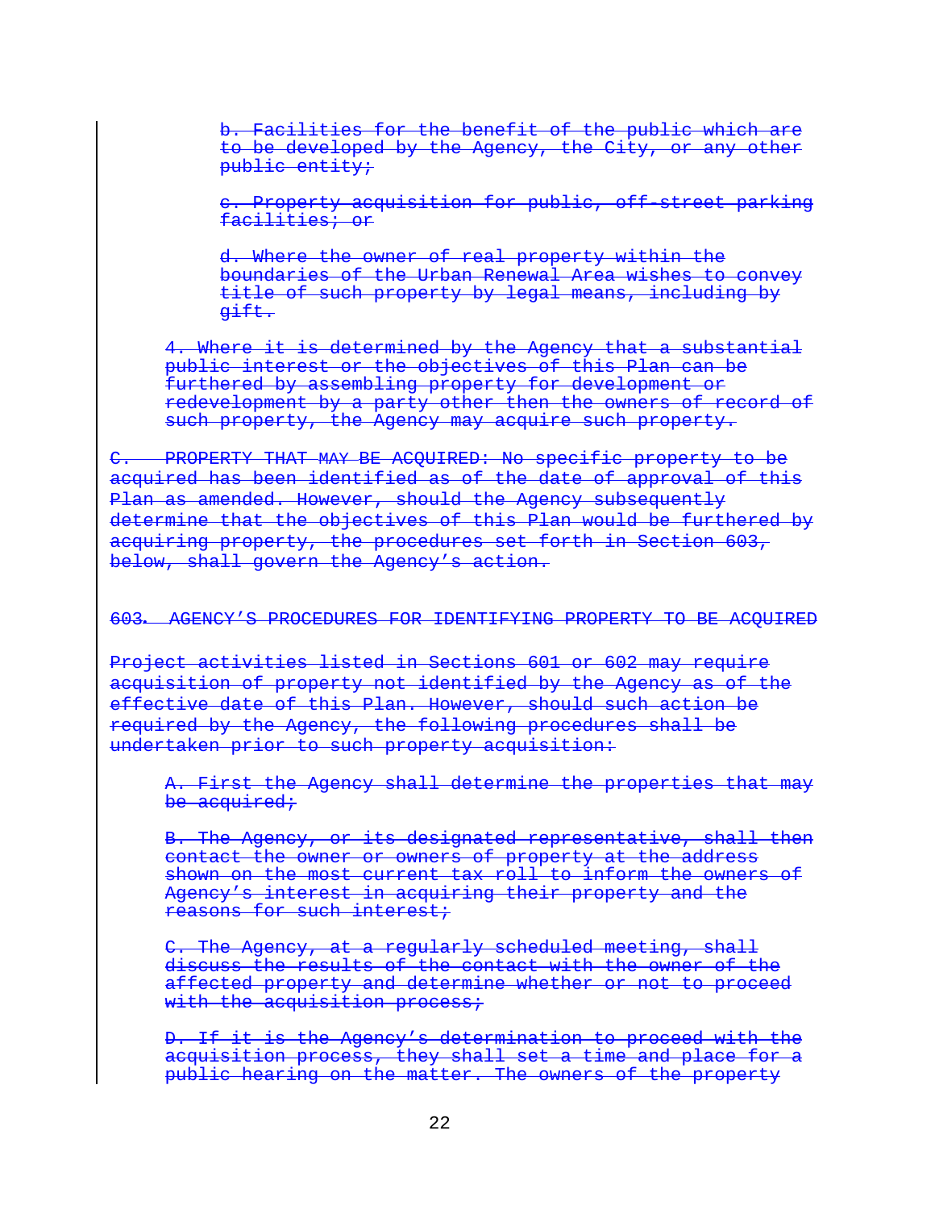~~b. Facilities for the benefit of the public which are to be developed by the Agency, the City, or any other public entity;~~

~~c. Property acquisition for public, off-street parking facilities; or~~

~~d. Where the owner of real property within the boundaries of the Urban Renewal Area wishes to convey title of such property by legal means, including by gift.~~

~~4. Where it is determined by the Agency that a substantial public interest or the objectives of this Plan can be furthered by assembling property for development or redevelopment by a party other then the owners of record of such property, the Agency may acquire such property.~~

~~C. PROPERTY THAT MAY BE ACQUIRED: No specific property to be acquired has been identified as of the date of approval of this Plan as amended. However, should the Agency subsequently determine that the objectives of this Plan would be furthered by acquiring property, the procedures set forth in Section 603, below, shall govern the Agency's action.~~

~~603. AGENCY'S PROCEDURES FOR IDENTIFYING PROPERTY TO BE ACQUIRED~~

~~Project activities listed in Sections 601 or 602 may require acquisition of property not identified by the Agency as of the effective date of this Plan. However, should such action be required by the Agency, the following procedures shall be undertaken prior to such property acquisition:~~

~~A. First the Agency shall determine the properties that may be acquired;~~

~~B. The Agency, or its designated representative, shall then contact the owner or owners of property at the address shown on the most current tax roll to inform the owners of Agency's interest in acquiring their property and the reasons for such interest;~~

~~C. The Agency, at a regularly scheduled meeting, shall discuss the results of the contact with the owner of the affected property and determine whether or not to proceed with the acquisition process;~~

~~D. If it is the Agency's determination to proceed with the acquisition process, they shall set a time and place for a public hearing on the matter. The owners of the property~~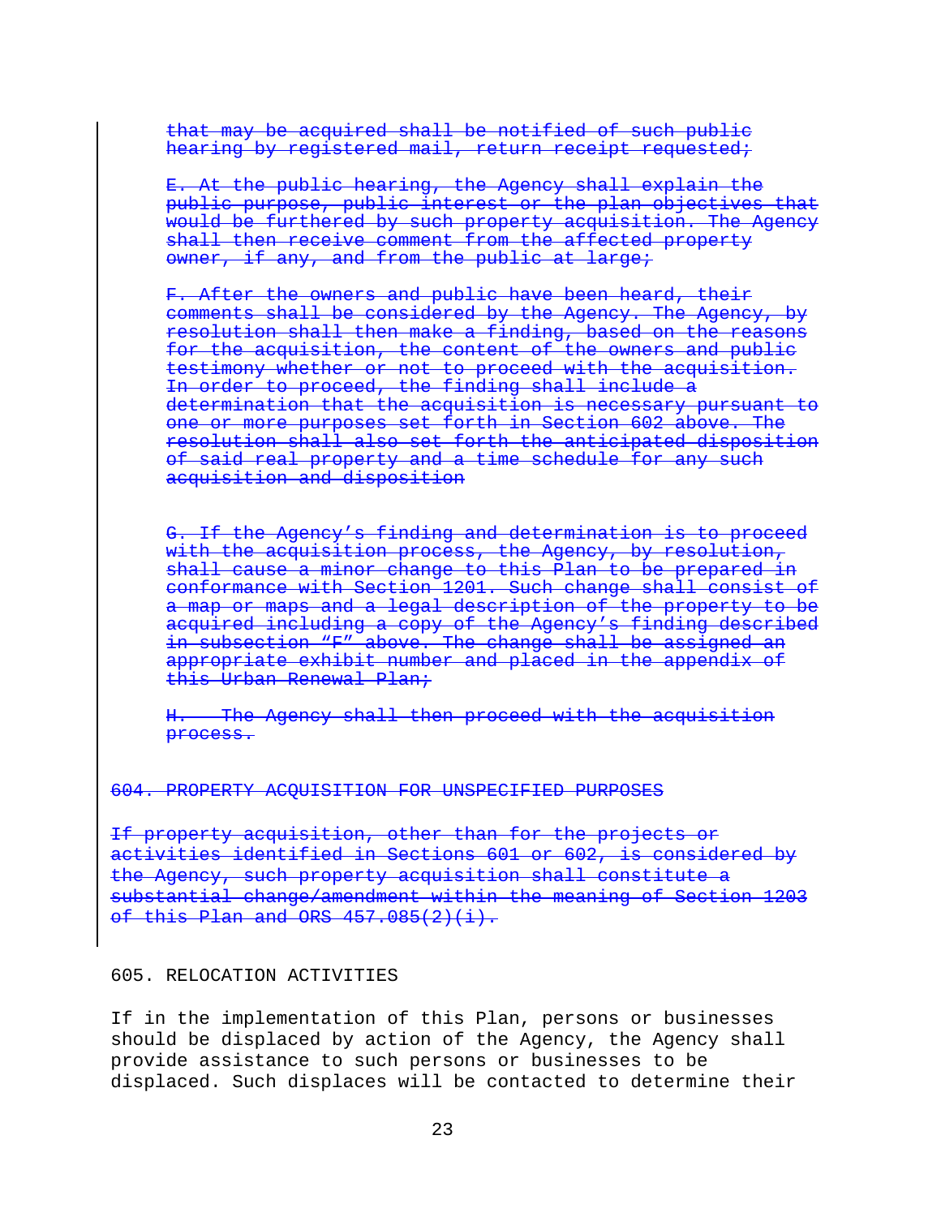~~that may be acquired shall be notified of such public hearing by registered mail, return receipt requested;~~

~~E. At the public hearing, the Agency shall explain the public purpose, public interest or the plan objectives that would be furthered by such property acquisition. The Agency shall then receive comment from the affected property owner, if any, and from the public at large;~~

~~F. After the owners and public have been heard, their comments shall be considered by the Agency. The Agency, by resolution shall then make a finding, based on the reasons for the acquisition, the content of the owners and public testimony whether or not to proceed with the acquisition. In order to proceed, the finding shall include a determination that the acquisition is necessary pursuant to one or more purposes set forth in Section 602 above. The resolution shall also set forth the anticipated disposition of said real property and a time schedule for any such acquisition and disposition~~

~~G. If the Agency's finding and determination is to proceed with the acquisition process, the Agency, by resolution, shall cause a minor change to this Plan to be prepared in conformance with Section 1201. Such change shall consist of a map or maps and a legal description of the property to be acquired including a copy of the Agency's finding described in subsection "F" above. The change shall be assigned an appropriate exhibit number and placed in the appendix of this Urban Renewal Plan;~~

~~H. The Agency shall then proceed with the acquisition process.~~

~~604. PROPERTY ACQUISITION FOR UNSPECIFIED PURPOSES~~

~~If property acquisition, other than for the projects or activities identified in Sections 601 or 602, is considered by the Agency, such property acquisition shall constitute a substantial change/amendment within the meaning of Section 1203 of this Plan and ORS 457.085(2)(i).~~

605. RELOCATION ACTIVITIES

If in the implementation of this Plan, persons or businesses should be displaced by action of the Agency, the Agency shall provide assistance to such persons or businesses to be displaced. Such displaces will be contacted to determine their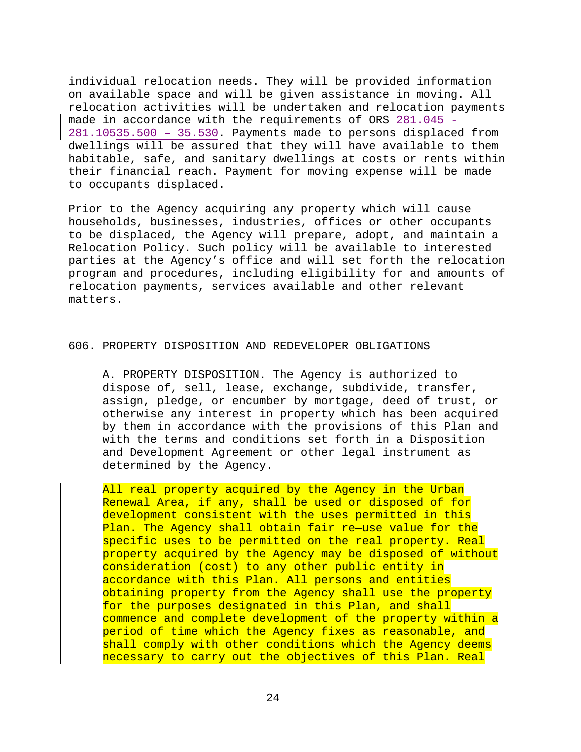individual relocation needs. They will be provided information on available space and will be given assistance in moving. All relocation activities will be undertaken and relocation payments made in accordance with the requirements of ORS ~~281.045 - 281.105~~35.500 – 35.530. Payments made to persons displaced from dwellings will be assured that they will have available to them habitable, safe, and sanitary dwellings at costs or rents within their financial reach. Payment for moving expense will be made to occupants displaced.

Prior to the Agency acquiring any property which will cause households, businesses, industries, offices or other occupants to be displaced, the Agency will prepare, adopt, and maintain a Relocation Policy. Such policy will be available to interested parties at the Agency's office and will set forth the relocation program and procedures, including eligibility for and amounts of relocation payments, services available and other relevant matters.

## 606. PROPERTY DISPOSITION AND REDEVELOPER OBLIGATIONS

A. PROPERTY DISPOSITION. The Agency is authorized to dispose of, sell, lease, exchange, subdivide, transfer, assign, pledge, or encumber by mortgage, deed of trust, or otherwise any interest in property which has been acquired by them in accordance with the provisions of this Plan and with the terms and conditions set forth in a Disposition and Development Agreement or other legal instrument as determined by the Agency.

All real property acquired by the Agency in the Urban Renewal Area, if any, shall be used or disposed of for development consistent with the uses permitted in this Plan. The Agency shall obtain fair re—use value for the specific uses to be permitted on the real property. Real property acquired by the Agency may be disposed of without consideration (cost) to any other public entity in accordance with this Plan. All persons and entities obtaining property from the Agency shall use the property for the purposes designated in this Plan, and shall commence and complete development of the property within a period of time which the Agency fixes as reasonable, and shall comply with other conditions which the Agency deems necessary to carry out the objectives of this Plan. Real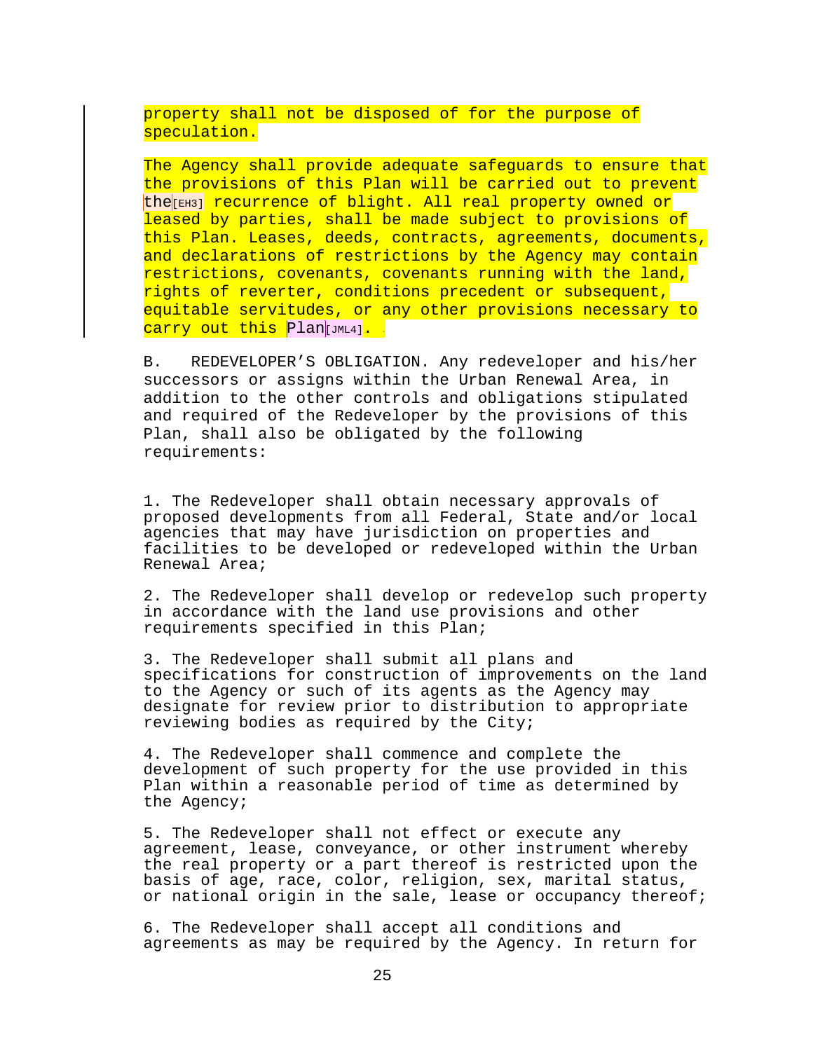property shall not be disposed of for the purpose of speculation.

The Agency shall provide adequate safeguards to ensure that the provisions of this Plan will be carried out to prevent the[EH3] recurrence of blight. All real property owned or leased by parties, shall be made subject to provisions of this Plan. Leases, deeds, contracts, agreements, documents, and declarations of restrictions by the Agency may contain restrictions, covenants, covenants running with the land, rights of reverter, conditions precedent or subsequent, equitable servitudes, or any other provisions necessary to carry out this Plan[JML4].

B. REDEVELOPER'S OBLIGATION. Any redeveloper and his/her successors or assigns within the Urban Renewal Area, in addition to the other controls and obligations stipulated and required of the Redeveloper by the provisions of this Plan, shall also be obligated by the following requirements:

1. The Redeveloper shall obtain necessary approvals of proposed developments from all Federal, State and/or local agencies that may have jurisdiction on properties and facilities to be developed or redeveloped within the Urban Renewal Area;

2. The Redeveloper shall develop or redevelop such property in accordance with the land use provisions and other requirements specified in this Plan;

3. The Redeveloper shall submit all plans and specifications for construction of improvements on the land to the Agency or such of its agents as the Agency may designate for review prior to distribution to appropriate reviewing bodies as required by the City;

4. The Redeveloper shall commence and complete the development of such property for the use provided in this Plan within a reasonable period of time as determined by the Agency;

5. The Redeveloper shall not effect or execute any agreement, lease, conveyance, or other instrument whereby the real property or a part thereof is restricted upon the basis of age, race, color, religion, sex, marital status, or national origin in the sale, lease or occupancy thereof;

6. The Redeveloper shall accept all conditions and agreements as may be required by the Agency. In return for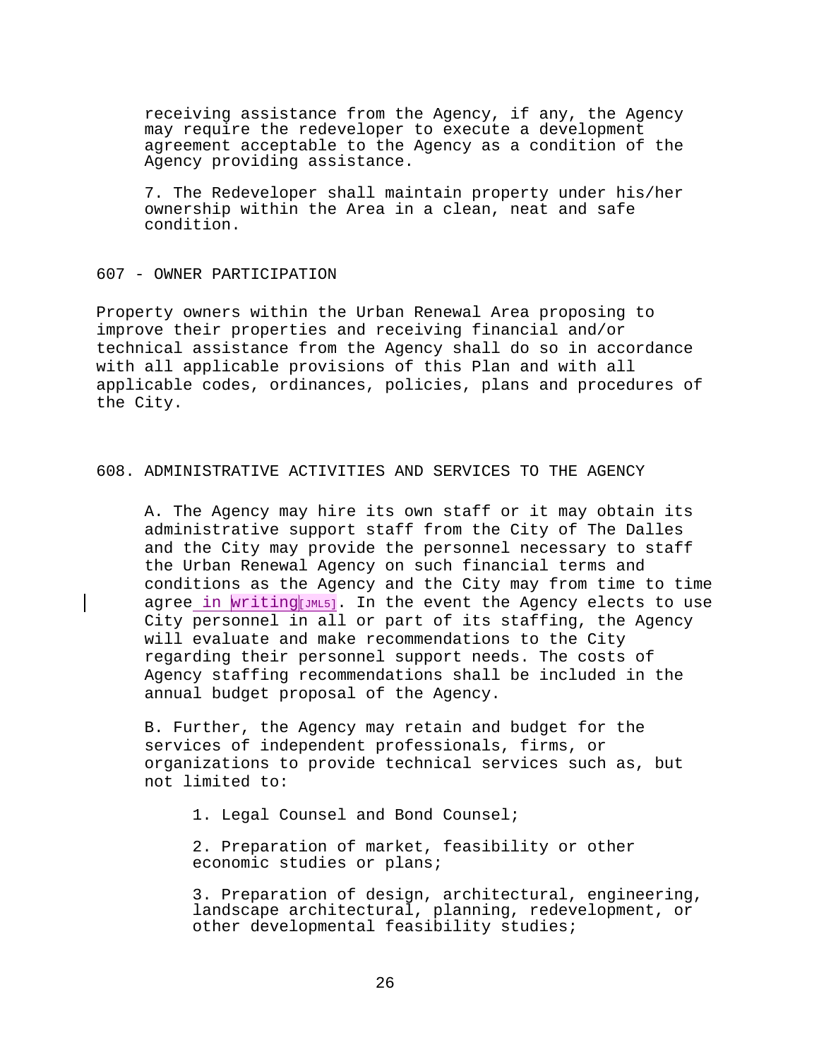receiving assistance from the Agency, if any, the Agency may require the redeveloper to execute a development agreement acceptable to the Agency as a condition of the Agency providing assistance.

7. The Redeveloper shall maintain property under his/her ownership within the Area in a clean, neat and safe condition.

## 607 - OWNER PARTICIPATION

Property owners within the Urban Renewal Area proposing to improve their properties and receiving financial and/or technical assistance from the Agency shall do so in accordance with all applicable provisions of this Plan and with all applicable codes, ordinances, policies, plans and procedures of the City.

## 608. ADMINISTRATIVE ACTIVITIES AND SERVICES TO THE AGENCY

A. The Agency may hire its own staff or it may obtain its administrative support staff from the City of The Dalles and the City may provide the personnel necessary to staff the Urban Renewal Agency on such financial terms and conditions as the Agency and the City may from time to time agree in writing[JML5]. In the event the Agency elects to use City personnel in all or part of its staffing, the Agency will evaluate and make recommendations to the City regarding their personnel support needs. The costs of Agency staffing recommendations shall be included in the annual budget proposal of the Agency.

B. Further, the Agency may retain and budget for the services of independent professionals, firms, or organizations to provide technical services such as, but not limited to:

1. Legal Counsel and Bond Counsel;

2. Preparation of market, feasibility or other economic studies or plans;

3. Preparation of design, architectural, engineering, landscape architectural, planning, redevelopment, or other developmental feasibility studies;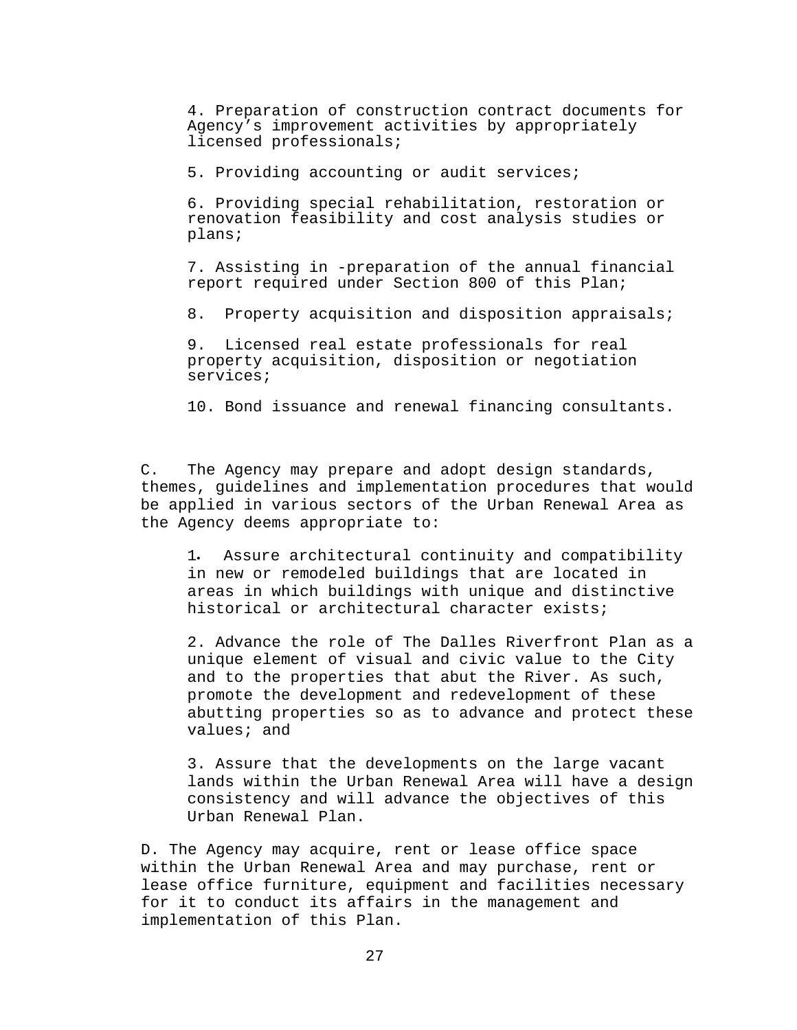4. Preparation of construction contract documents for Agency's improvement activities by appropriately licensed professionals;

5. Providing accounting or audit services;

6. Providing special rehabilitation, restoration or renovation feasibility and cost analysis studies or plans;

7. Assisting in -preparation of the annual financial report required under Section 800 of this Plan;

8. Property acquisition and disposition appraisals;

9. Licensed real estate professionals for real property acquisition, disposition or negotiation services;

10. Bond issuance and renewal financing consultants.

C. The Agency may prepare and adopt design standards, themes, guidelines and implementation procedures that would be applied in various sectors of the Urban Renewal Area as the Agency deems appropriate to:

1. Assure architectural continuity and compatibility in new or remodeled buildings that are located in areas in which buildings with unique and distinctive historical or architectural character exists;

2. Advance the role of The Dalles Riverfront Plan as a unique element of visual and civic value to the City and to the properties that abut the River. As such, promote the development and redevelopment of these abutting properties so as to advance and protect these values; and

3. Assure that the developments on the large vacant lands within the Urban Renewal Area will have a design consistency and will advance the objectives of this Urban Renewal Plan.

D. The Agency may acquire, rent or lease office space within the Urban Renewal Area and may purchase, rent or lease office furniture, equipment and facilities necessary for it to conduct its affairs in the management and implementation of this Plan.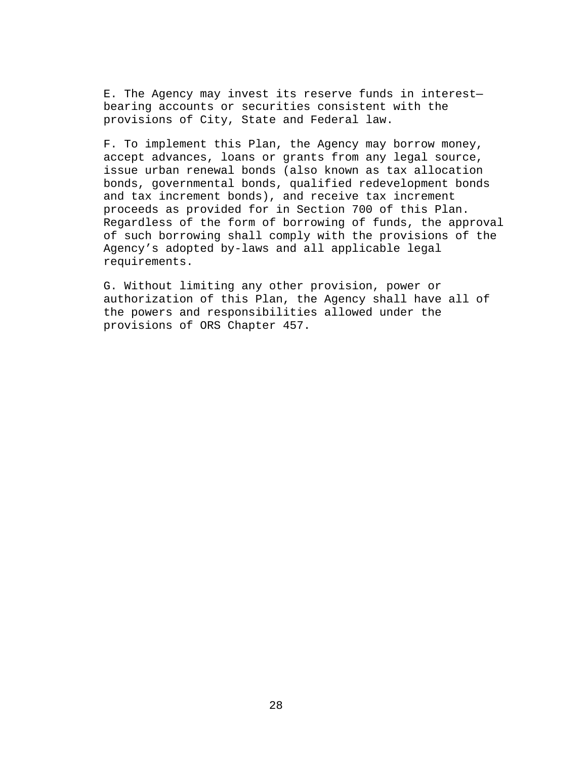E. The Agency may invest its reserve funds in interest—bearing accounts or securities consistent with the provisions of City, State and Federal law.

F. To implement this Plan, the Agency may borrow money, accept advances, loans or grants from any legal source, issue urban renewal bonds (also known as tax allocation bonds, governmental bonds, qualified redevelopment bonds and tax increment bonds), and receive tax increment proceeds as provided for in Section 700 of this Plan. Regardless of the form of borrowing of funds, the approval of such borrowing shall comply with the provisions of the Agency's adopted by-laws and all applicable legal requirements.

G. Without limiting any other provision, power or authorization of this Plan, the Agency shall have all of the powers and responsibilities allowed under the provisions of ORS Chapter 457.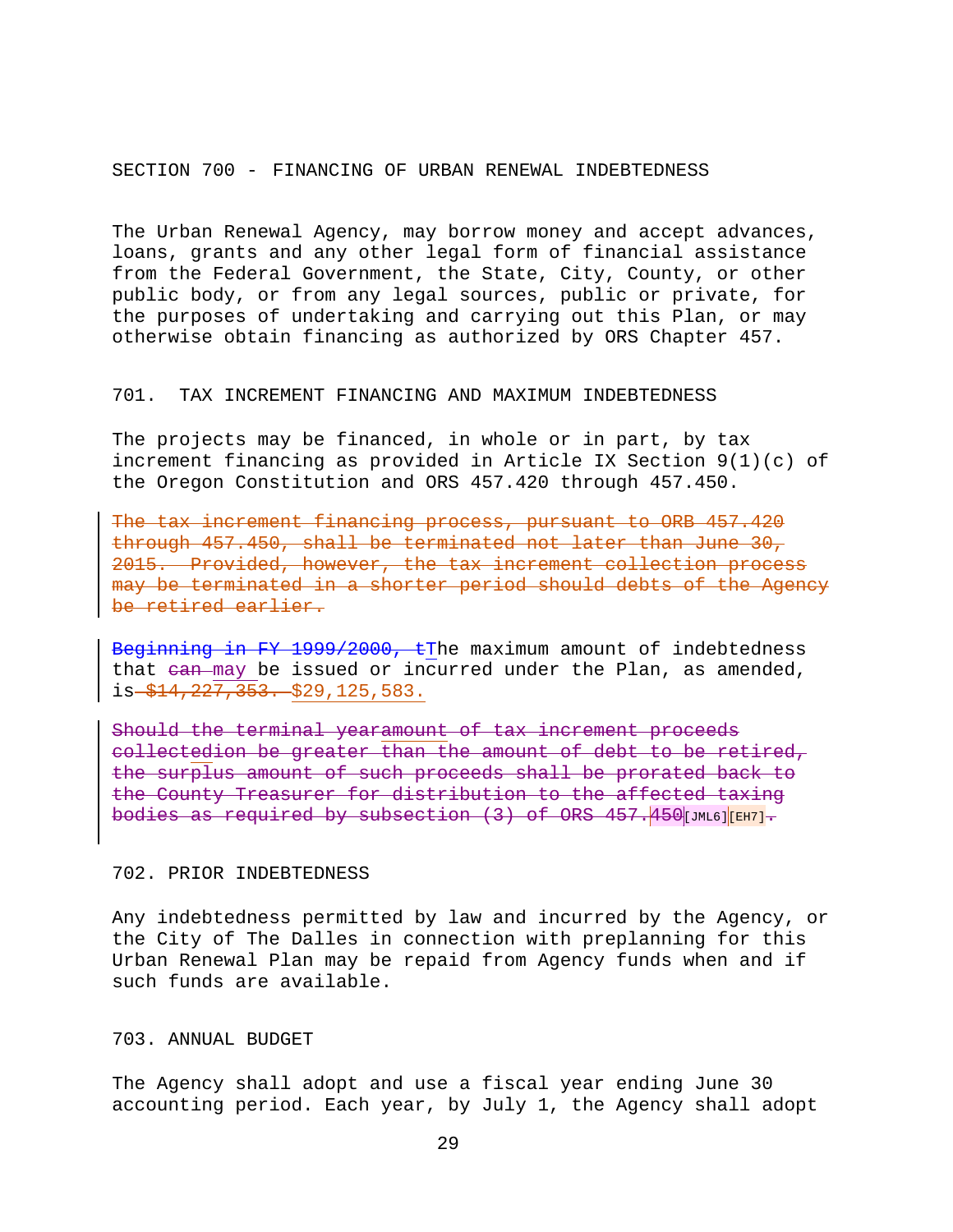SECTION 700 - FINANCING OF URBAN RENEWAL INDEBTEDNESS

The Urban Renewal Agency, may borrow money and accept advances, loans, grants and any other legal form of financial assistance from the Federal Government, the State, City, County, or other public body, or from any legal sources, public or private, for the purposes of undertaking and carrying out this Plan, or may otherwise obtain financing as authorized by ORS Chapter 457.

701. TAX INCREMENT FINANCING AND MAXIMUM INDEBTEDNESS

The projects may be financed, in whole or in part, by tax increment financing as provided in Article IX Section 9(1)(c) of the Oregon Constitution and ORS 457.420 through 457.450.

~~The tax increment financing process, pursuant to ORB 457.420 through 457.450, shall be terminated not later than June 30, 2015. Provided, however, the tax increment collection process may be terminated in a shorter period should debts of the Agency be retired earlier.~~

~~Beginning in FY 1999/2000, t~~The maximum amount of indebtedness that ~~can~~ may be issued or incurred under the Plan, as amended, is ~~$14,227,353.~~ $29,125,583.

~~Should the terminal yearamount of tax increment proceeds collectedion be greater than the amount of debt to be retired, the surplus amount of such proceeds shall be prorated back to the County Treasurer for distribution to the affected taxing bodies as required by subsection (3) of ORS 457.450~~[JML6][EH7]~~.~~

702. PRIOR INDEBTEDNESS

Any indebtedness permitted by law and incurred by the Agency, or the City of The Dalles in connection with preplanning for this Urban Renewal Plan may be repaid from Agency funds when and if such funds are available.

703. ANNUAL BUDGET

The Agency shall adopt and use a fiscal year ending June 30 accounting period. Each year, by July 1, the Agency shall adopt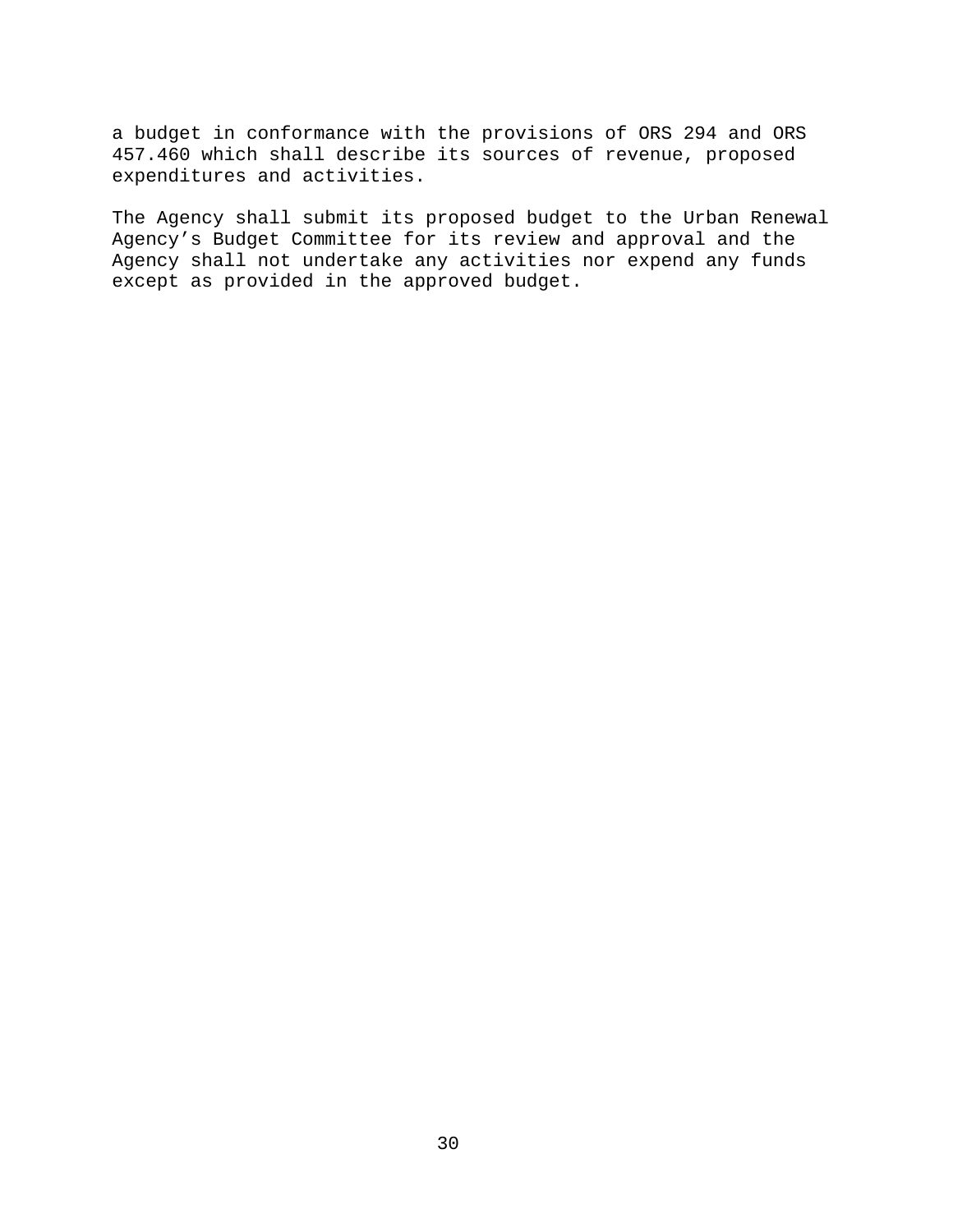a budget in conformance with the provisions of ORS 294 and ORS 457.460 which shall describe its sources of revenue, proposed expenditures and activities.

The Agency shall submit its proposed budget to the Urban Renewal Agency’s Budget Committee for its review and approval and the Agency shall not undertake any activities nor expend any funds except as provided in the approved budget.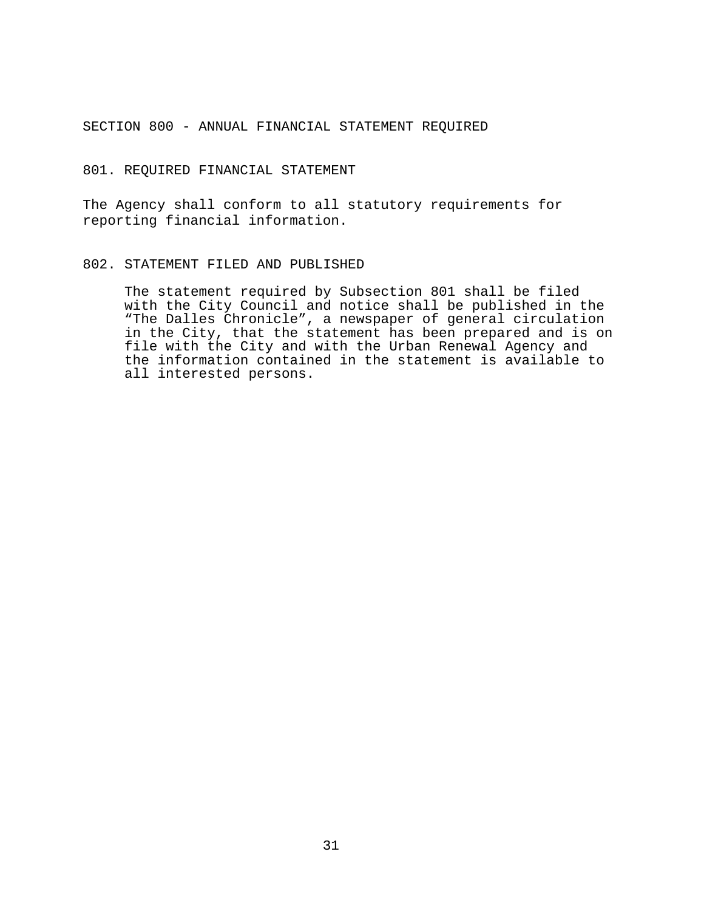## SECTION 800 - ANNUAL FINANCIAL STATEMENT REQUIRED

### 801. REQUIRED FINANCIAL STATEMENT

The Agency shall conform to all statutory requirements for reporting financial information.

### 802. STATEMENT FILED AND PUBLISHED

The statement required by Subsection 801 shall be filed with the City Council and notice shall be published in the "The Dalles Chronicle", a newspaper of general circulation in the City, that the statement has been prepared and is on file with the City and with the Urban Renewal Agency and the information contained in the statement is available to all interested persons.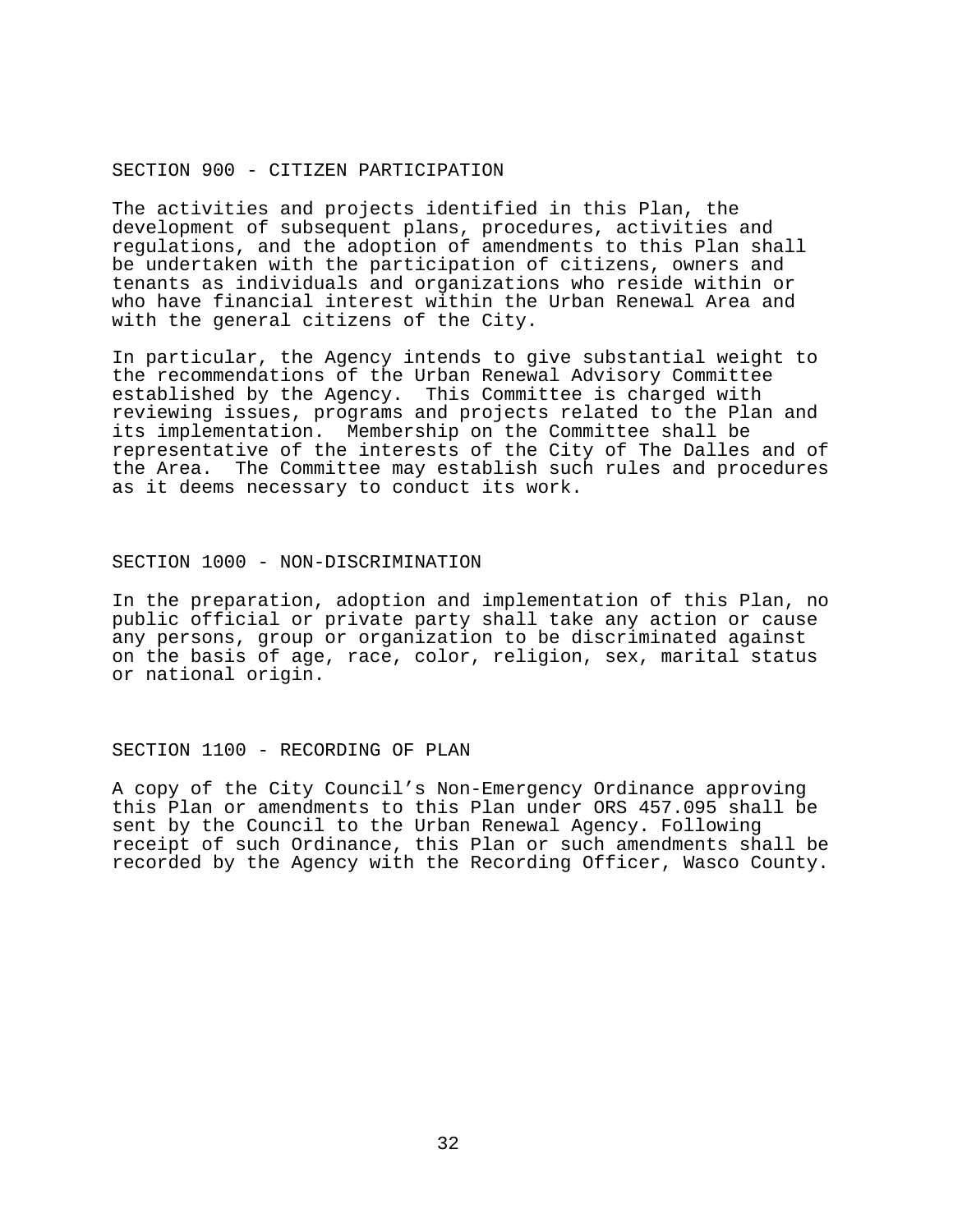## SECTION 900 - CITIZEN PARTICIPATION

The activities and projects identified in this Plan, the development of subsequent plans, procedures, activities and regulations, and the adoption of amendments to this Plan shall be undertaken with the participation of citizens, owners and tenants as individuals and organizations who reside within or who have financial interest within the Urban Renewal Area and with the general citizens of the City.

In particular, the Agency intends to give substantial weight to the recommendations of the Urban Renewal Advisory Committee established by the Agency. This Committee is charged with reviewing issues, programs and projects related to the Plan and its implementation. Membership on the Committee shall be representative of the interests of the City of The Dalles and of the Area. The Committee may establish such rules and procedures as it deems necessary to conduct its work.

## SECTION 1000 - NON-DISCRIMINATION

In the preparation, adoption and implementation of this Plan, no public official or private party shall take any action or cause any persons, group or organization to be discriminated against on the basis of age, race, color, religion, sex, marital status or national origin.

## SECTION 1100 - RECORDING OF PLAN

A copy of the City Council's Non-Emergency Ordinance approving this Plan or amendments to this Plan under ORS 457.095 shall be sent by the Council to the Urban Renewal Agency. Following receipt of such Ordinance, this Plan or such amendments shall be recorded by the Agency with the Recording Officer, Wasco County.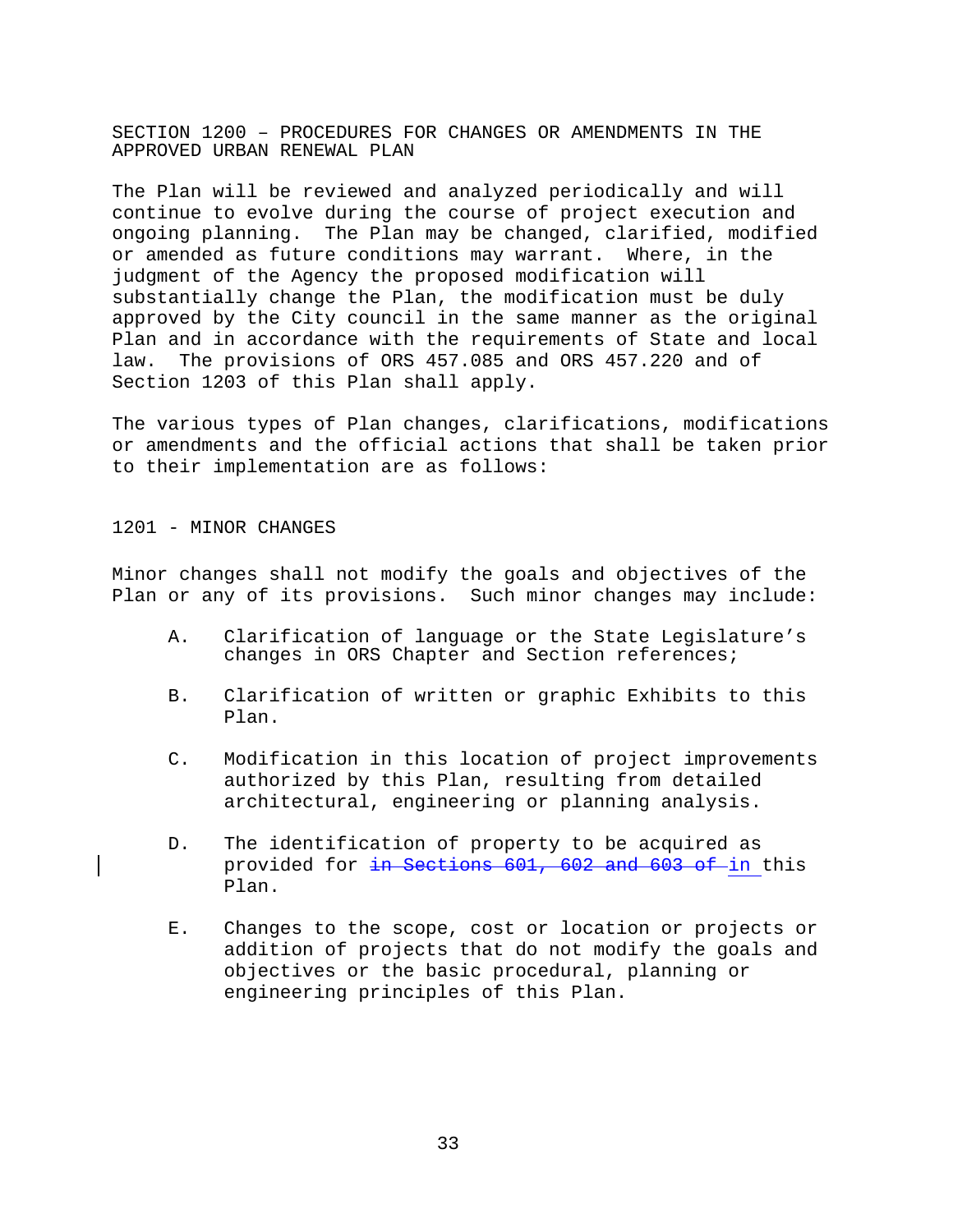## SECTION 1200 – PROCEDURES FOR CHANGES OR AMENDMENTS IN THE APPROVED URBAN RENEWAL PLAN

The Plan will be reviewed and analyzed periodically and will continue to evolve during the course of project execution and ongoing planning. The Plan may be changed, clarified, modified or amended as future conditions may warrant. Where, in the judgment of the Agency the proposed modification will substantially change the Plan, the modification must be duly approved by the City council in the same manner as the original Plan and in accordance with the requirements of State and local law. The provisions of ORS 457.085 and ORS 457.220 and of Section 1203 of this Plan shall apply.

The various types of Plan changes, clarifications, modifications or amendments and the official actions that shall be taken prior to their implementation are as follows:

### 1201 - MINOR CHANGES

Minor changes shall not modify the goals and objectives of the Plan or any of its provisions. Such minor changes may include:

A. Clarification of language or the State Legislature's changes in ORS Chapter and Section references;

B. Clarification of written or graphic Exhibits to this Plan.

C. Modification in this location of project improvements authorized by this Plan, resulting from detailed architectural, engineering or planning analysis.

D. The identification of property to be acquired as provided for ~~in Sections 601, 602 and 603 of~~ in this Plan.

E. Changes to the scope, cost or location or projects or addition of projects that do not modify the goals and objectives or the basic procedural, planning or engineering principles of this Plan.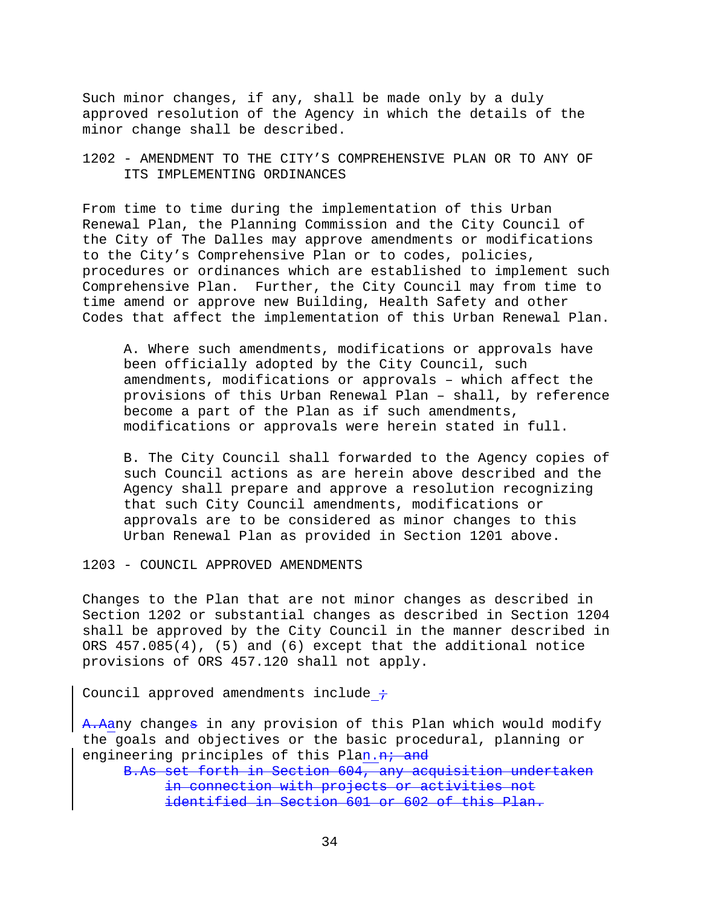Such minor changes, if any, shall be made only by a duly approved resolution of the Agency in which the details of the minor change shall be described.

## 1202 - AMENDMENT TO THE CITY'S COMPREHENSIVE PLAN OR TO ANY OF ITS IMPLEMENTING ORDINANCES

From time to time during the implementation of this Urban Renewal Plan, the Planning Commission and the City Council of the City of The Dalles may approve amendments or modifications to the City's Comprehensive Plan or to codes, policies, procedures or ordinances which are established to implement such Comprehensive Plan. Further, the City Council may from time to time amend or approve new Building, Health Safety and other Codes that affect the implementation of this Urban Renewal Plan.

A. Where such amendments, modifications or approvals have been officially adopted by the City Council, such amendments, modifications or approvals – which affect the provisions of this Urban Renewal Plan – shall, by reference become a part of the Plan as if such amendments, modifications or approvals were herein stated in full.

B. The City Council shall forwarded to the Agency copies of such Council actions as are herein above described and the Agency shall prepare and approve a resolution recognizing that such City Council amendments, modifications or approvals are to be considered as minor changes to this Urban Renewal Plan as provided in Section 1201 above.

## 1203 - COUNCIL APPROVED AMENDMENTS

Changes to the Plan that are not minor changes as described in Section 1202 or substantial changes as described in Section 1204 shall be approved by the City Council in the manner described in ORS 457.085(4), (5) and (6) except that the additional notice provisions of ORS 457.120 shall not apply.

Council approved amendments include ~~;~~

~~A.A~~any change~~s~~ in any provision of this Plan which would modify the goals and objectives or the basic procedural, planning or engineering principles of this Plan.~~n; and~~

~~B.As set forth in Section 604, any acquisition undertaken in connection with projects or activities not identified in Section 601 or 602 of this Plan.~~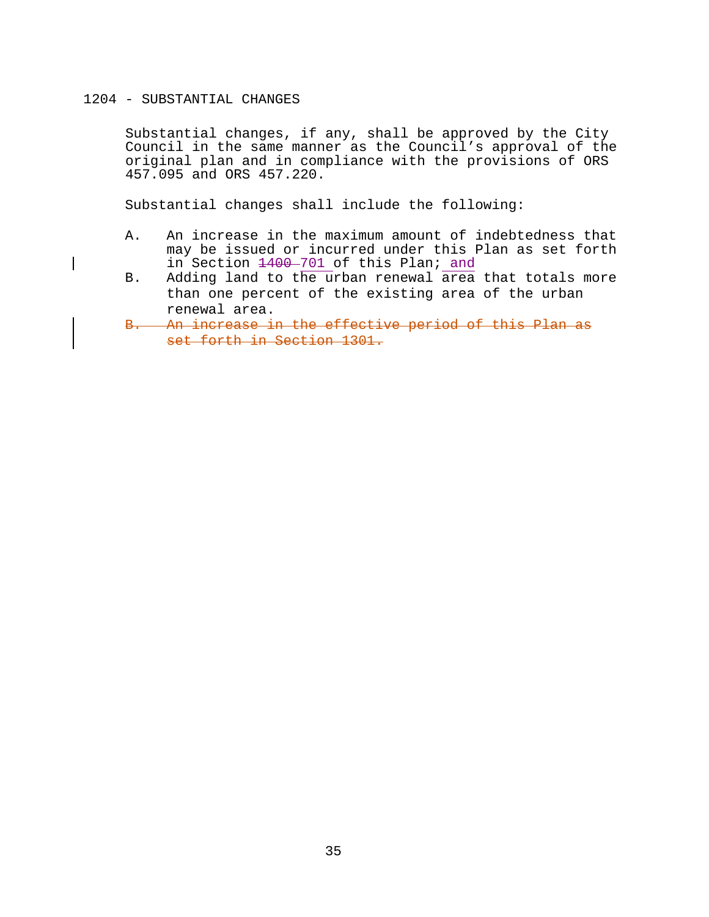1204 - SUBSTANTIAL CHANGES

Substantial changes, if any, shall be approved by the City Council in the same manner as the Council's approval of the original plan and in compliance with the provisions of ORS 457.095 and ORS 457.220.

Substantial changes shall include the following:

A. An increase in the maximum amount of indebtedness that may be issued or incurred under this Plan as set forth in Section ~~1400~~ 701 of this Plan; and
B. Adding land to the urban renewal area that totals more than one percent of the existing area of the urban renewal area.
~~B. An increase in the effective period of this Plan as set forth in Section 1301.~~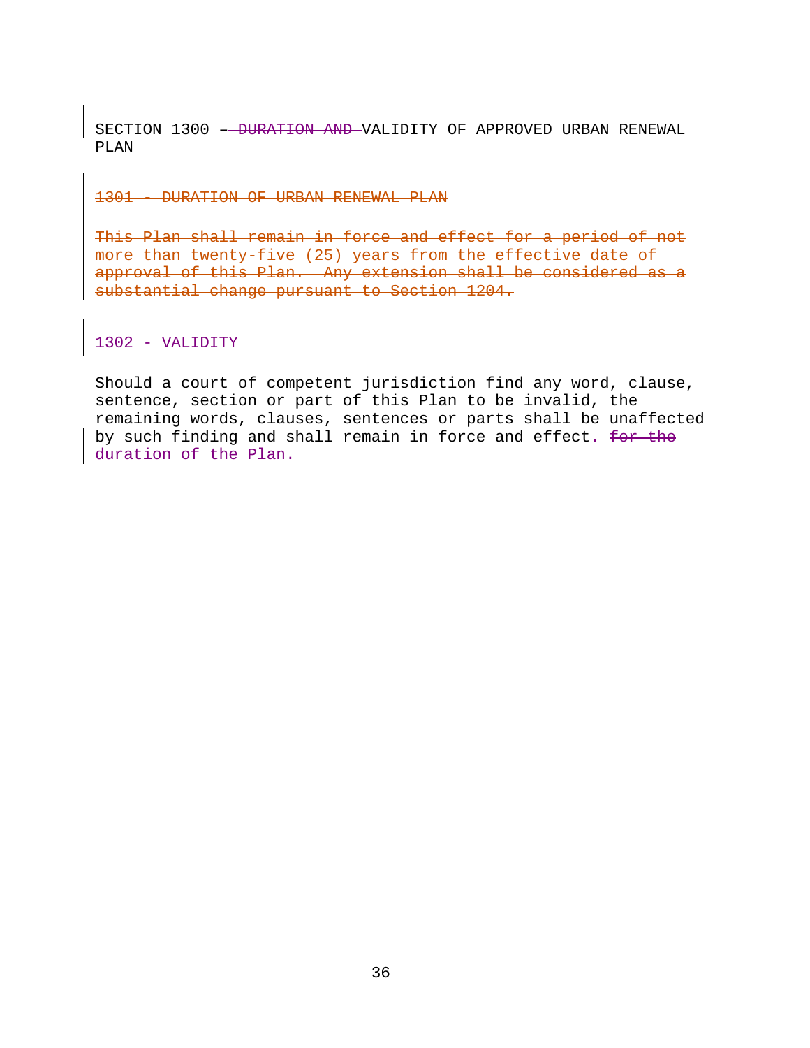SECTION 1300 – ~~DURATION AND~~ VALIDITY OF APPROVED URBAN RENEWAL PLAN

~~1301 - DURATION OF URBAN RENEWAL PLAN~~

~~This Plan shall remain in force and effect for a period of not more than twenty-five (25) years from the effective date of approval of this Plan. Any extension shall be considered as a substantial change pursuant to Section 1204.~~

~~1302 - VALIDITY~~

Should a court of competent jurisdiction find any word, clause, sentence, section or part of this Plan to be invalid, the remaining words, clauses, sentences or parts shall be unaffected by such finding and shall remain in force and effect. ~~for the duration of the Plan.~~